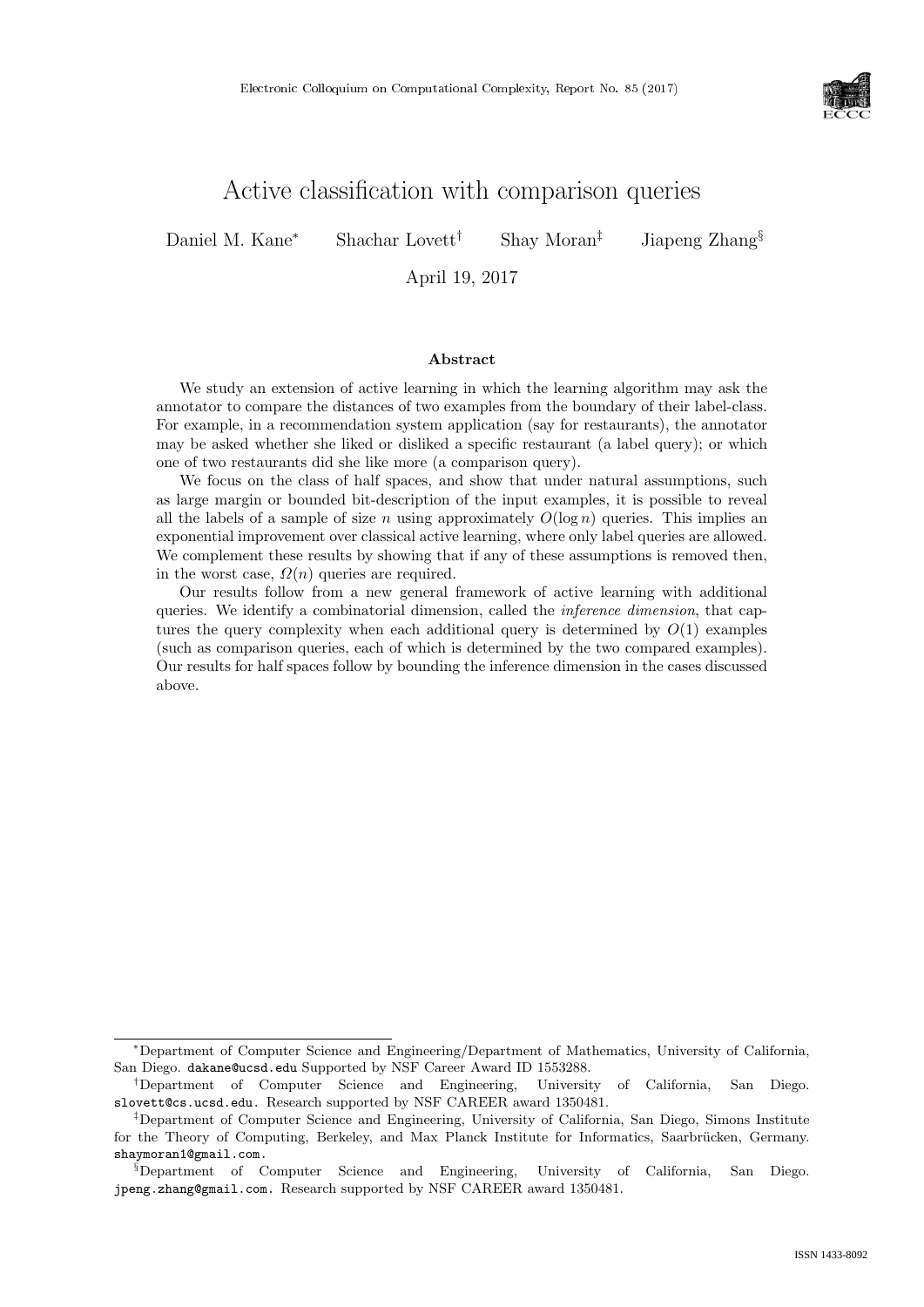# Active classification with comparison queries

Daniel M. Kane[*] Shachar Lovett[†] Shay Moran[‡] Jiapeng Zhang[§]

April 19, 2017

### Abstract

We study an extension of active learning in which the learning algorithm may ask the annotator to compare the distances of two examples from the boundary of their label-class. For example, in a recommendation system application (say for restaurants), the annotator may be asked whether she liked or disliked a specific restaurant (a label query); or which one of two restaurants did she like more (a comparison query).

We focus on the class of half spaces, and show that under natural assumptions, such as large margin or bounded bit-description of the input examples, it is possible to reveal all the labels of a sample of size $n$ using approximately $O(\log n)$ queries. This implies an exponential improvement over classical active learning, where only label queries are allowed. We complement these results by showing that if any of these assumptions is removed then, in the worst case, $\Omega(n)$ queries are required.

Our results follow from a new general framework of active learning with additional queries. We identify a combinatorial dimension, called the *inference dimension*, that captures the query complexity when each additional query is determined by $O(1)$ examples (such as comparison queries, each of which is determined by the two compared examples). Our results for half spaces follow by bounding the inference dimension in the cases discussed above.

---

[*]Department of Computer Science and Engineering/Department of Mathematics, University of California, San Diego. dakane@ucsd.edu Supported by NSF Career Award ID 1553288.

[†]Department of Computer Science and Engineering, University of California, San Diego. slovett@cs.ucsd.edu. Research supported by NSF CAREER award 1350481.

[‡]Department of Computer Science and Engineering, University of California, San Diego, Simons Institute for the Theory of Computing, Berkeley, and Max Planck Institute for Informatics, Saarbrücken, Germany. shaymoran1@gmail.com.

[§]Department of Computer Science and Engineering, University of California, San Diego. jpeng.zhang@gmail.com. Research supported by NSF CAREER award 1350481.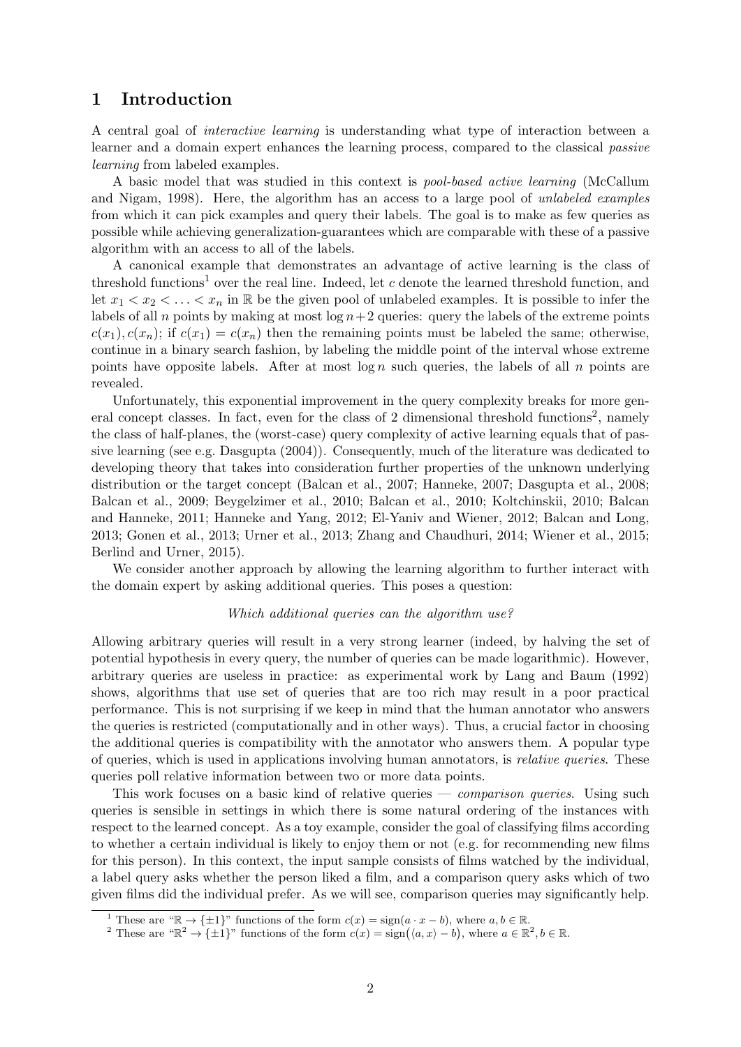# 1 Introduction

A central goal of *interactive learning* is understanding what type of interaction between a learner and a domain expert enhances the learning process, compared to the classical *passive learning* from labeled examples.

A basic model that was studied in this context is *pool-based active learning* (McCallum and Nigam, 1998). Here, the algorithm has an access to a large pool of *unlabeled examples* from which it can pick examples and query their labels. The goal is to make as few queries as possible while achieving generalization-guarantees which are comparable with these of a passive algorithm with an access to all of the labels.

A canonical example that demonstrates an advantage of active learning is the class of threshold functions[1] over the real line. Indeed, let $c$ denote the learned threshold function, and let $x_1 < x_2 < \ldots < x_n$ in $\mathbb{R}$ be the given pool of unlabeled examples. It is possible to infer the labels of all $n$ points by making at most $\log n + 2$ queries: query the labels of the extreme points $c(x_1), c(x_n)$; if $c(x_1) = c(x_n)$ then the remaining points must be labeled the same; otherwise, continue in a binary search fashion, by labeling the middle point of the interval whose extreme points have opposite labels. After at most $\log n$ such queries, the labels of all $n$ points are revealed.

Unfortunately, this exponential improvement in the query complexity breaks for more general concept classes. In fact, even for the class of 2 dimensional threshold functions[2], namely the class of half-planes, the (worst-case) query complexity of active learning equals that of passive learning (see e.g. Dasgupta (2004)). Consequently, much of the literature was dedicated to developing theory that takes into consideration further properties of the unknown underlying distribution or the target concept (Balcan et al., 2007; Hanneke, 2007; Dasgupta et al., 2008; Balcan et al., 2009; Beygelzimer et al., 2010; Balcan et al., 2010; Koltchinskii, 2010; Balcan and Hanneke, 2011; Hanneke and Yang, 2012; El-Yaniv and Wiener, 2012; Balcan and Long, 2013; Gonen et al., 2013; Urner et al., 2013; Zhang and Chaudhuri, 2014; Wiener et al., 2015; Berlind and Urner, 2015).

We consider another approach by allowing the learning algorithm to further interact with the domain expert by asking additional queries. This poses a question:

*Which additional queries can the algorithm use?*

Allowing arbitrary queries will result in a very strong learner (indeed, by halving the set of potential hypothesis in every query, the number of queries can be made logarithmic). However, arbitrary queries are useless in practice: as experimental work by Lang and Baum (1992) shows, algorithms that use set of queries that are too rich may result in a poor practical performance. This is not surprising if we keep in mind that the human annotator who answers the queries is restricted (computationally and in other ways). Thus, a crucial factor in choosing the additional queries is compatibility with the annotator who answers them. A popular type of queries, which is used in applications involving human annotators, is *relative queries*. These queries poll relative information between two or more data points.

This work focuses on a basic kind of relative queries — *comparison queries*. Using such queries is sensible in settings in which there is some natural ordering of the instances with respect to the learned concept. As a toy example, consider the goal of classifying films according to whether a certain individual is likely to enjoy them or not (e.g. for recommending new films for this person). In this context, the input sample consists of films watched by the individual, a label query asks whether the person liked a film, and a comparison query asks which of two given films did the individual prefer. As we will see, comparison queries may significantly help.

[1] These are "$\mathbb{R} \to \{\pm 1\}$" functions of the form $c(x) = \text{sign}(a \cdot x - b)$, where $a, b \in \mathbb{R}$.

[2] These are "$\mathbb{R}^2 \to \{\pm 1\}$" functions of the form $c(x) = \text{sign}(\langle a, x \rangle - b)$, where $a \in \mathbb{R}^2, b \in \mathbb{R}$.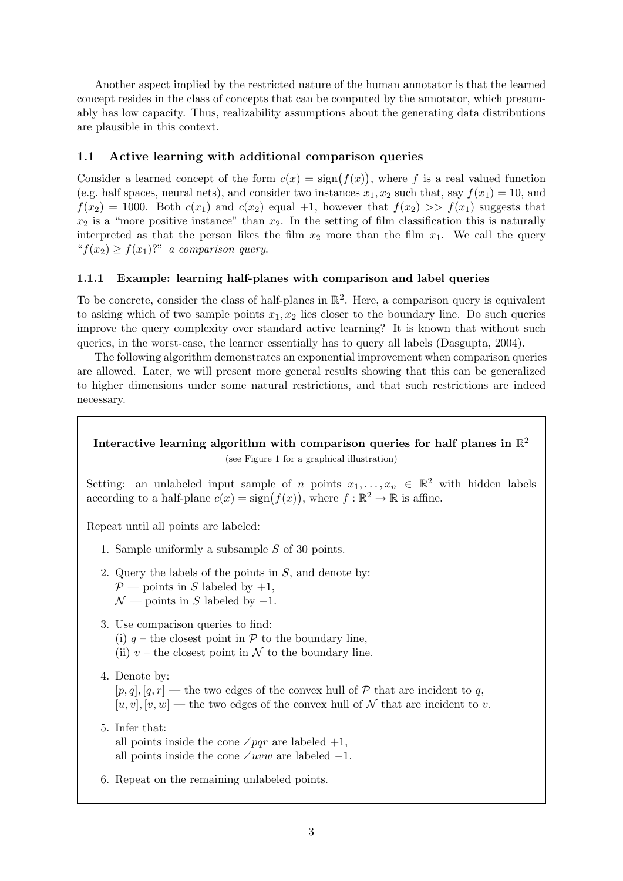Another aspect implied by the restricted nature of the human annotator is that the learned concept resides in the class of concepts that can be computed by the annotator, which presumably has low capacity. Thus, realizability assumptions about the generating data distributions are plausible in this context.

## 1.1 Active learning with additional comparison queries

Consider a learned concept of the form $c(x) = \text{sign}\big(f(x)\big)$, where $f$ is a real valued function (e.g. half spaces, neural nets), and consider two instances $x_1, x_2$ such that, say $f(x_1) = 10$, and $f(x_2) = 1000$. Both $c(x_1)$ and $c(x_2)$ equal $+1$, however that $f(x_2) >> f(x_1)$ suggests that $x_2$ is a "more positive instance" than $x_2$. In the setting of film classification this is naturally interpreted as that the person likes the film $x_2$ more than the film $x_1$. We call the query "$f(x_2) \geq f(x_1)$?" *a comparison query.*

### 1.1.1 Example: learning half-planes with comparison and label queries

To be concrete, consider the class of half-planes in $\mathbb{R}^2$. Here, a comparison query is equivalent to asking which of two sample points $x_1, x_2$ lies closer to the boundary line. Do such queries improve the query complexity over standard active learning? It is known that without such queries, in the worst-case, the learner essentially has to query all labels (Dasgupta, 2004).

The following algorithm demonstrates an exponential improvement when comparison queries are allowed. Later, we will present more general results showing that this can be generalized to higher dimensions under some natural restrictions, and that such restrictions are indeed necessary.

**Interactive learning algorithm with comparison queries for half planes in $\mathbb{R}^2$**

(see Figure 1 for a graphical illustration)

Setting: an unlabeled input sample of $n$ points $x_1, \ldots, x_n \in \mathbb{R}^2$ with hidden labels according to a half-plane $c(x) = \text{sign}\big(f(x)\big)$, where $f : \mathbb{R}^2 \to \mathbb{R}$ is affine.

Repeat until all points are labeled:

1. Sample uniformly a subsample $S$ of 30 points.
2. Query the labels of the points in $S$, and denote by:
   $\mathcal{P}$ — points in $S$ labeled by $+1$,
   $\mathcal{N}$ — points in $S$ labeled by $-1$.
3. Use comparison queries to find:
   (i) $q$ – the closest point in $\mathcal{P}$ to the boundary line,
   (ii) $v$ – the closest point in $\mathcal{N}$ to the boundary line.
4. Denote by:
   $[p, q], [q, r]$ — the two edges of the convex hull of $\mathcal{P}$ that are incident to $q$,
   $[u, v], [v, w]$ — the two edges of the convex hull of $\mathcal{N}$ that are incident to $v$.
5. Infer that:
   all points inside the cone $\angle pqr$ are labeled $+1$,
   all points inside the cone $\angle uvw$ are labeled $-1$.
6. Repeat on the remaining unlabeled points.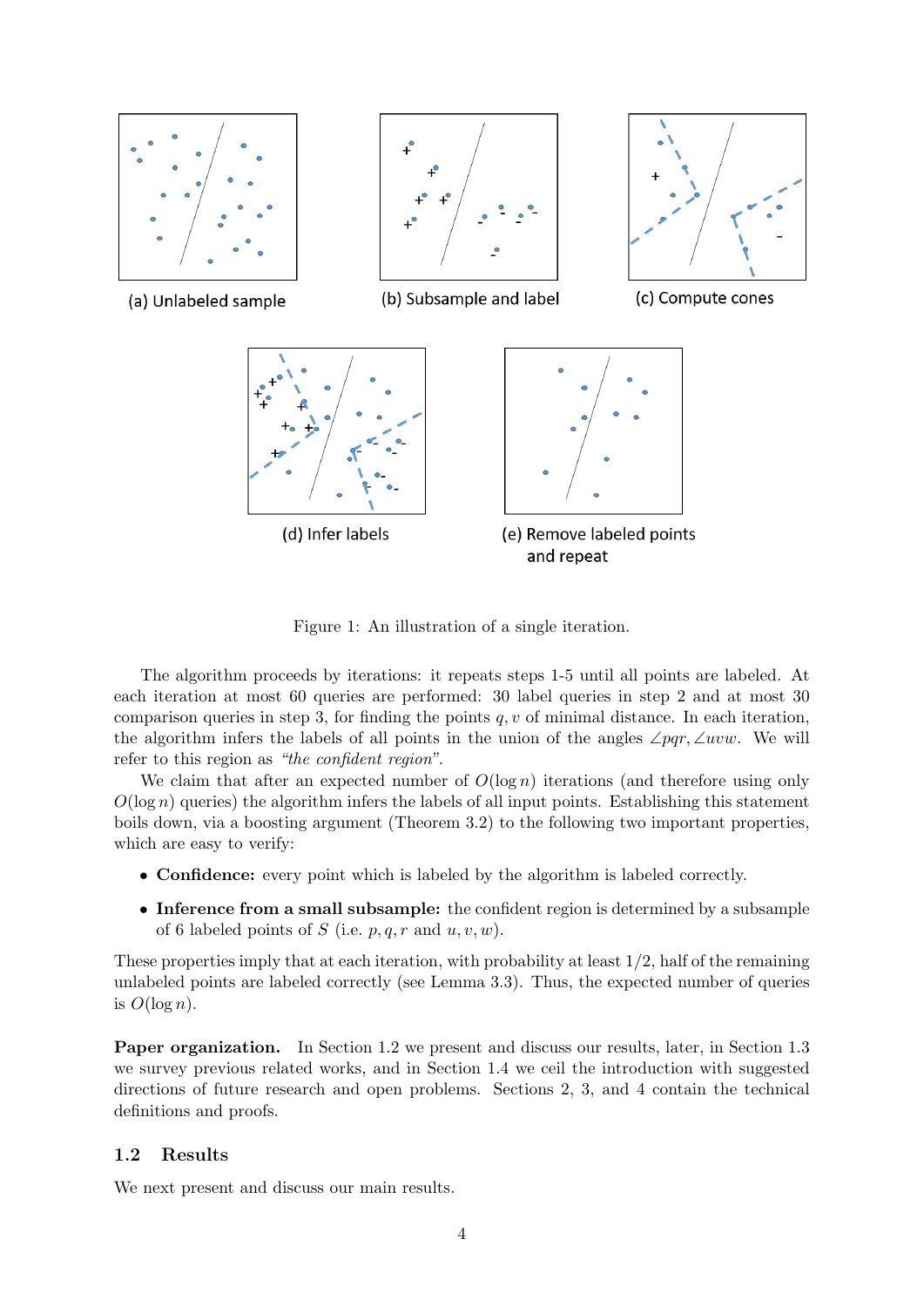(a) Unlabeled sample

(b) Subsample and label

(c) Compute cones

(d) Infer labels

(e) Remove labeled points and repeat

Figure 1: An illustration of a single iteration.

The algorithm proceeds by iterations: it repeats steps 1-5 until all points are labeled. At each iteration at most 60 queries are performed: 30 label queries in step 2 and at most 30 comparison queries in step 3, for finding the points $q, v$ of minimal distance. In each iteration, the algorithm infers the labels of all points in the union of the angles $\angle pqr, \angle uvw$. We will refer to this region as *"the confident region"*.

We claim that after an expected number of $O(\log n)$ iterations (and therefore using only $O(\log n)$ queries) the algorithm infers the labels of all input points. Establishing this statement boils down, via a boosting argument (Theorem 3.2) to the following two important properties, which are easy to verify:

- **Confidence:** every point which is labeled by the algorithm is labeled correctly.
- **Inference from a small subsample:** the confident region is determined by a subsample of 6 labeled points of $S$ (i.e. $p, q, r$ and $u, v, w$).

These properties imply that at each iteration, with probability at least $1/2$, half of the remaining unlabeled points are labeled correctly (see Lemma 3.3). Thus, the expected number of queries is $O(\log n)$.

**Paper organization.** In Section 1.2 we present and discuss our results, later, in Section 1.3 we survey previous related works, and in Section 1.4 we ceil the introduction with suggested directions of future research and open problems. Sections 2, 3, and 4 contain the technical definitions and proofs.

### 1.2 Results

We next present and discuss our main results.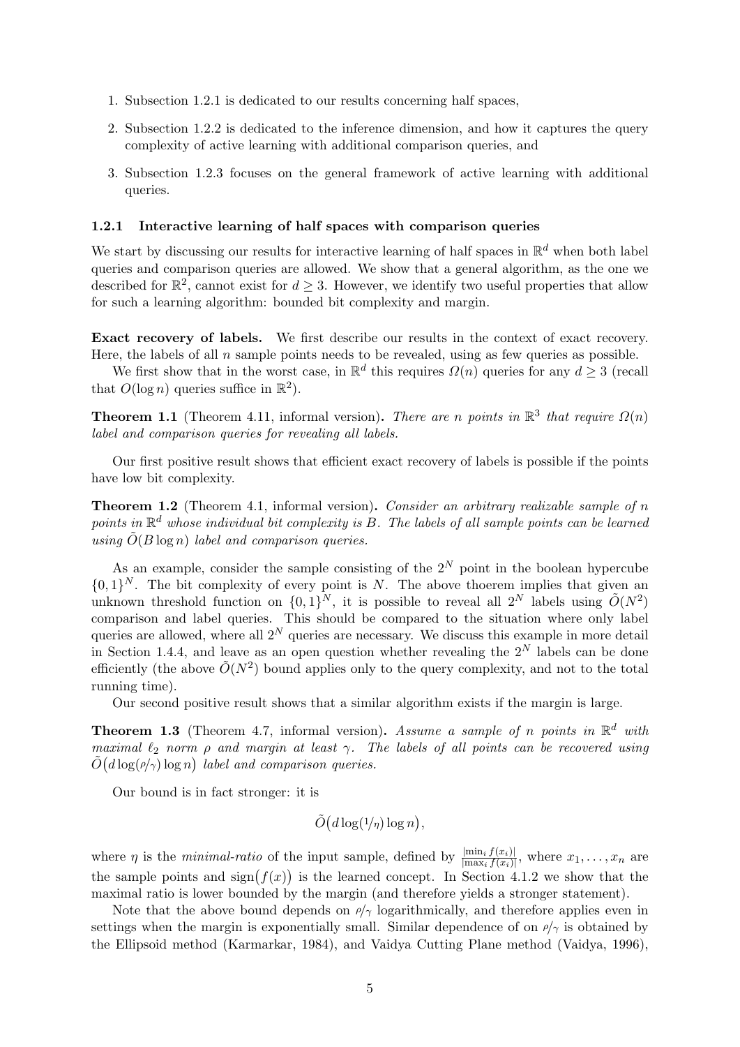1. Subsection 1.2.1 is dedicated to our results concerning half spaces,
2. Subsection 1.2.2 is dedicated to the inference dimension, and how it captures the query complexity of active learning with additional comparison queries, and
3. Subsection 1.2.3 focuses on the general framework of active learning with additional queries.

### 1.2.1 Interactive learning of half spaces with comparison queries

We start by discussing our results for interactive learning of half spaces in $\mathbb{R}^d$ when both label queries and comparison queries are allowed. We show that a general algorithm, as the one we described for $\mathbb{R}^2$, cannot exist for $d \geq 3$. However, we identify two useful properties that allow for such a learning algorithm: bounded bit complexity and margin.

**Exact recovery of labels.** We first describe our results in the context of exact recovery. Here, the labels of all $n$ sample points needs to be revealed, using as few queries as possible.

We first show that in the worst case, in $\mathbb{R}^d$ this requires $\Omega(n)$ queries for any $d \geq 3$ (recall that $O(\log n)$ queries suffice in $\mathbb{R}^2$).

**Theorem 1.1** (Theorem 4.11, informal version)**.** *There are $n$ points in $\mathbb{R}^3$ that require $\Omega(n)$ label and comparison queries for revealing all labels.*

Our first positive result shows that efficient exact recovery of labels is possible if the points have low bit complexity.

**Theorem 1.2** (Theorem 4.1, informal version)**.** *Consider an arbitrary realizable sample of $n$ points in $\mathbb{R}^d$ whose individual bit complexity is $B$. The labels of all sample points can be learned using $\tilde{O}(B \log n)$ label and comparison queries.*

As an example, consider the sample consisting of the $2^N$ point in the boolean hypercube $\{0,1\}^N$. The bit complexity of every point is $N$. The above thoerem implies that given an unknown threshold function on $\{0,1\}^N$, it is possible to reveal all $2^N$ labels using $\tilde{O}(N^2)$ comparison and label queries. This should be compared to the situation where only label queries are allowed, where all $2^N$ queries are necessary. We discuss this example in more detail in Section 1.4.4, and leave as an open question whether revealing the $2^N$ labels can be done efficiently (the above $\tilde{O}(N^2)$ bound applies only to the query complexity, and not to the total running time).

Our second positive result shows that a similar algorithm exists if the margin is large.

**Theorem 1.3** (Theorem 4.7, informal version)**.** *Assume a sample of $n$ points in $\mathbb{R}^d$ with maximal $\ell_2$ norm $\rho$ and margin at least $\gamma$. The labels of all points can be recovered using $\tilde{O}\big(d \log(\rho/\gamma) \log n\big)$ label and comparison queries.*

Our bound is in fact stronger: it is

$$\tilde{O}\big(d \log(1/\eta) \log n\big),$$

where $\eta$ is the *minimal-ratio* of the input sample, defined by $\frac{|\min_i f(x_i)|}{|\max_i f(x_i)|}$, where $x_1, \ldots, x_n$ are the sample points and $\operatorname{sign}\big(f(x)\big)$ is the learned concept. In Section 4.1.2 we show that the maximal ratio is lower bounded by the margin (and therefore yields a stronger statement).

Note that the above bound depends on $\rho/\gamma$ logarithmically, and therefore applies even in settings when the margin is exponentially small. Similar dependence of on $\rho/\gamma$ is obtained by the Ellipsoid method (Karmarkar, 1984), and Vaidya Cutting Plane method (Vaidya, 1996),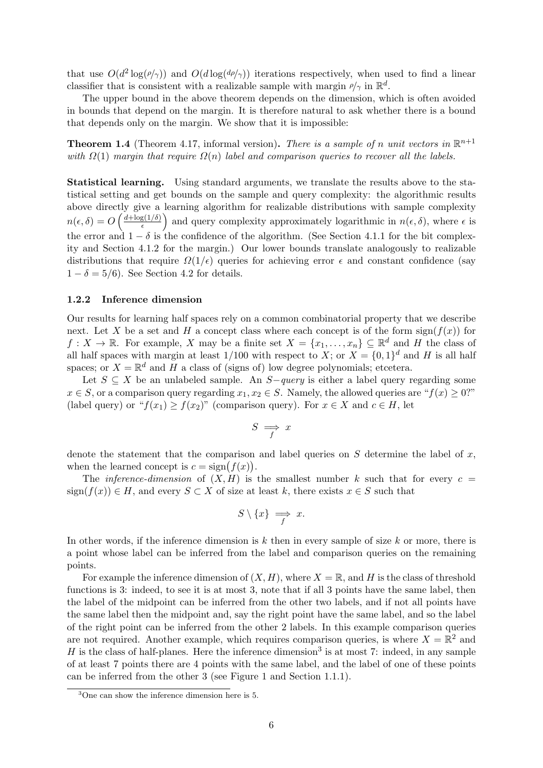that use $O(d^2 \log(\rho/\gamma))$ and $O(d \log(d\rho/\gamma))$ iterations respectively, when used to find a linear classifier that is consistent with a realizable sample with margin $\rho/\gamma$ in $\mathbb{R}^d$.

The upper bound in the above theorem depends on the dimension, which is often avoided in bounds that depend on the margin. It is therefore natural to ask whether there is a bound that depends only on the margin. We show that it is impossible:

**Theorem 1.4** (Theorem 4.17, informal version)**.** *There is a sample of $n$ unit vectors in $\mathbb{R}^{n+1}$ with $\Omega(1)$ margin that require $\Omega(n)$ label and comparison queries to recover all the labels.*

**Statistical learning.** Using standard arguments, we translate the results above to the statistical setting and get bounds on the sample and query complexity: the algorithmic results above directly give a learning algorithm for realizable distributions with sample complexity $n(\epsilon, \delta) = O\left(\frac{d+\log(1/\delta)}{\epsilon}\right)$ and query complexity approximately logarithmic in $n(\epsilon, \delta)$, where $\epsilon$ is the error and $1-\delta$ is the confidence of the algorithm. (See Section 4.1.1 for the bit complexity and Section 4.1.2 for the margin.) Our lower bounds translate analogously to realizable distributions that require $\Omega(1/\epsilon)$ queries for achieving error $\epsilon$ and constant confidence (say $1-\delta = 5/6$). See Section 4.2 for details.

### 1.2.2 Inference dimension

Our results for learning half spaces rely on a common combinatorial property that we describe next. Let $X$ be a set and $H$ a concept class where each concept is of the form $\text{sign}(f(x))$ for $f : X \to \mathbb{R}$. For example, $X$ may be a finite set $X = \{x_1, \ldots, x_n\} \subseteq \mathbb{R}^d$ and $H$ the class of all half spaces with margin at least $1/100$ with respect to $X$; or $X = \{0,1\}^d$ and $H$ is all half spaces; or $X = \mathbb{R}^d$ and $H$ a class of (signs of) low degree polynomials; etcetera.

Let $S \subseteq X$ be an unlabeled sample. An $S-$*query* is either a label query regarding some $x \in S$, or a comparison query regarding $x_1, x_2 \in S$. Namely, the allowed queries are "$f(x) \geq 0$?" (label query) or "$f(x_1) \geq f(x_2)$" (comparison query). For $x \in X$ and $c \in H$, let

$$S \underset{f}{\Longrightarrow} x$$

denote the statement that the comparison and label queries on $S$ determine the label of $x$, when the learned concept is $c = \text{sign}\big(f(x)\big)$.

The *inference-dimension* of $(X, H)$ is the smallest number $k$ such that for every $c = \text{sign}(f(x)) \in H$, and every $S \subset X$ of size at least $k$, there exists $x \in S$ such that

$$S \setminus \{x\} \underset{f}{\Longrightarrow} x.$$

In other words, if the inference dimension is $k$ then in every sample of size $k$ or more, there is a point whose label can be inferred from the label and comparison queries on the remaining points.

For example the inference dimension of $(X, H)$, where $X = \mathbb{R}$, and $H$ is the class of threshold functions is 3: indeed, to see it is at most 3, note that if all 3 points have the same label, then the label of the midpoint can be inferred from the other two labels, and if not all points have the same label then the midpoint and, say the right point have the same label, and so the label of the right point can be inferred from the other 2 labels. In this example comparison queries are not required. Another example, which requires comparison queries, is where $X = \mathbb{R}^2$ and $H$ is the class of half-planes. Here the inference dimension[3] is at most 7: indeed, in any sample of at least 7 points there are 4 points with the same label, and the label of one of these points can be inferred from the other 3 (see Figure 1 and Section 1.1.1).

[3] One can show the inference dimension here is 5.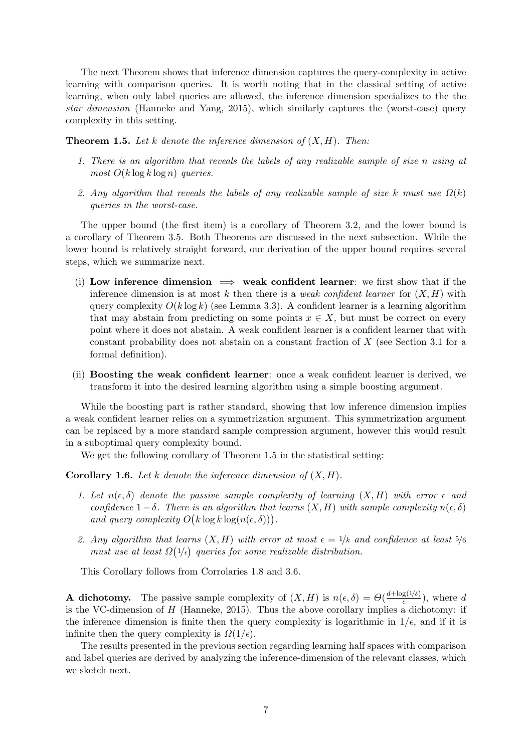The next Theorem shows that inference dimension captures the query-complexity in active learning with comparison queries. It is worth noting that in the classical setting of active learning, when only label queries are allowed, the inference dimension specializes to the the *star dimension* (Hanneke and Yang, 2015), which similarly captures the (worst-case) query complexity in this setting.

**Theorem 1.5.** *Let $k$ denote the inference dimension of $(X, H)$. Then:*

1. *There is an algorithm that reveals the labels of any realizable sample of size $n$ using at most $O(k \log k \log n)$ queries.*
2. *Any algorithm that reveals the labels of any realizable sample of size $k$ must use $\Omega(k)$ queries in the worst-case.*

The upper bound (the first item) is a corollary of Theorem 3.2, and the lower bound is a corollary of Theorem 3.5. Both Theorems are discussed in the next subsection. While the lower bound is relatively straight forward, our derivation of the upper bound requires several steps, which we summarize next.

(i) **Low inference dimension $\implies$ weak confident learner**: we first show that if the inference dimension is at most $k$ then there is a *weak confident learner* for $(X, H)$ with query complexity $O(k \log k)$ (see Lemma 3.3). A confident learner is a learning algorithm that may abstain from predicting on some points $x \in X$, but must be correct on every point where it does not abstain. A weak confident learner is a confident learner that with constant probability does not abstain on a constant fraction of $X$ (see Section 3.1 for a formal definition).

(ii) **Boosting the weak confident learner**: once a weak confident learner is derived, we transform it into the desired learning algorithm using a simple boosting argument.

While the boosting part is rather standard, showing that low inference dimension implies a weak confident learner relies on a symmetrization argument. This symmetrization argument can be replaced by a more standard sample compression argument, however this would result in a suboptimal query complexity bound.

We get the following corollary of Theorem 1.5 in the statistical setting:

**Corollary 1.6.** *Let $k$ denote the inference dimension of $(X, H)$.*

1. *Let $n(\epsilon, \delta)$ denote the passive sample complexity of learning $(X, H)$ with error $\epsilon$ and confidence $1 - \delta$. There is an algorithm that learns $(X, H)$ with sample complexity $n(\epsilon, \delta)$ and query complexity $O\big(k \log k \log(n(\epsilon, \delta))\big)$.*
2. *Any algorithm that learns $(X, H)$ with error at most $\epsilon = 1/k$ and confidence at least $5/6$ must use at least $\Omega\big(1/\epsilon\big)$ queries for some realizable distribution.*

This Corollary follows from Corrolaries 1.8 and 3.6.

**A dichotomy.** The passive sample complexity of $(X, H)$ is $n(\epsilon, \delta) = \Theta(\frac{d + \log(1/\delta)}{\epsilon})$, where $d$ is the VC-dimension of $H$ (Hanneke, 2015). Thus the above corollary implies a dichotomy: if the inference dimension is finite then the query complexity is logarithmic in $1/\epsilon$, and if it is infinite then the query complexity is $\Omega(1/\epsilon)$.

The results presented in the previous section regarding learning half spaces with comparison and label queries are derived by analyzing the inference-dimension of the relevant classes, which we sketch next.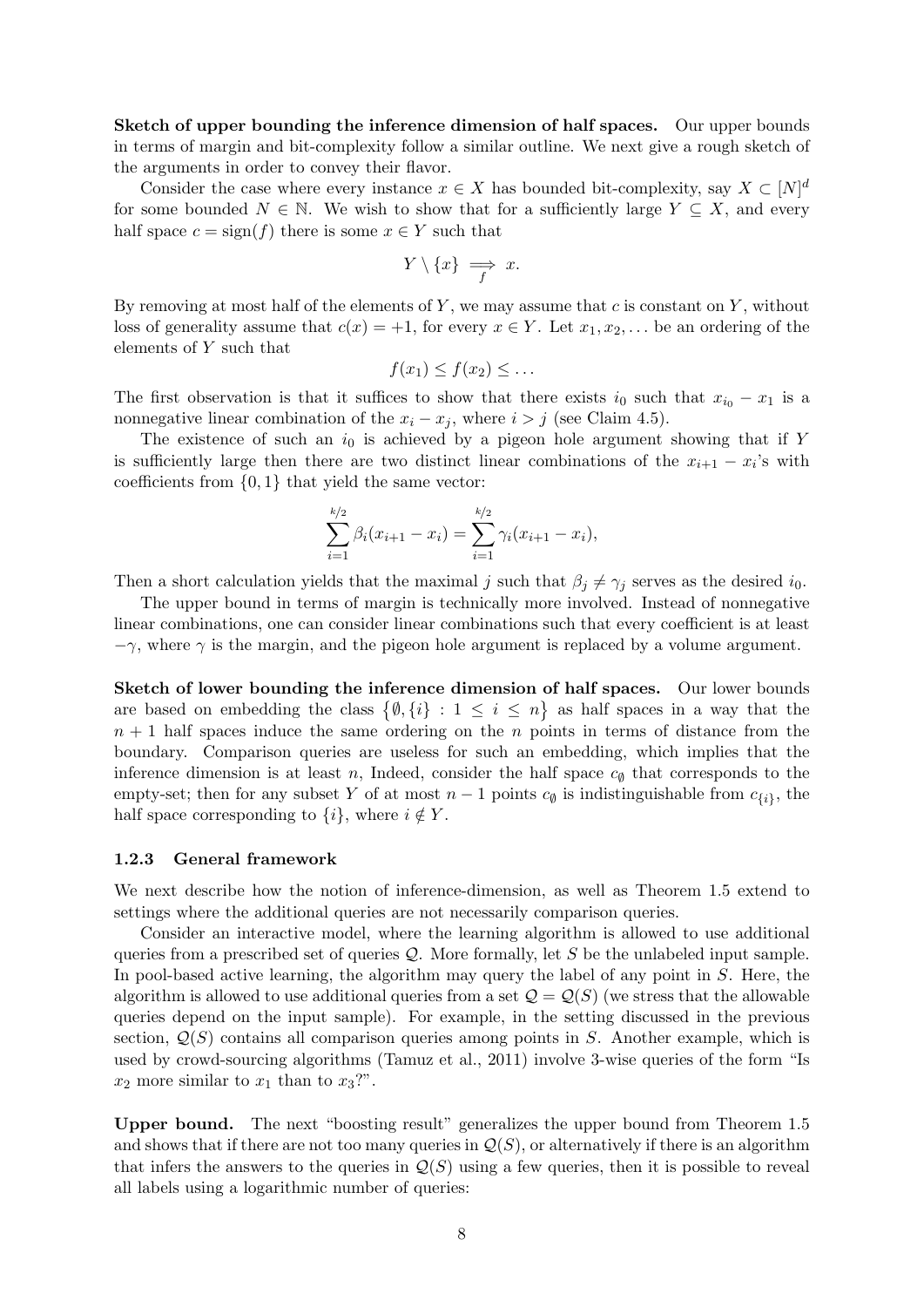**Sketch of upper bounding the inference dimension of half spaces.** Our upper bounds in terms of margin and bit-complexity follow a similar outline. We next give a rough sketch of the arguments in order to convey their flavor.

Consider the case where every instance $x \in X$ has bounded bit-complexity, say $X \subset [N]^d$ for some bounded $N \in \mathbb{N}$. We wish to show that for a sufficiently large $Y \subseteq X$, and every half space $c = \text{sign}(f)$ there is some $x \in Y$ such that

$$Y \setminus \{x\} \underset{f}{\Longrightarrow} x.$$

By removing at most half of the elements of $Y$, we may assume that $c$ is constant on $Y$, without loss of generality assume that $c(x) = +1$, for every $x \in Y$. Let $x_1, x_2, \ldots$ be an ordering of the elements of $Y$ such that

$$f(x_1) \leq f(x_2) \leq \ldots$$

The first observation is that it suffices to show that there exists $i_0$ such that $x_{i_0} - x_1$ is a nonnegative linear combination of the $x_i - x_j$, where $i > j$ (see Claim 4.5).

The existence of such an $i_0$ is achieved by a pigeon hole argument showing that if $Y$ is sufficiently large then there are two distinct linear combinations of the $x_{i+1} - x_i$'s with coefficients from $\{0, 1\}$ that yield the same vector:

$$\sum_{i=1}^{k/2} \beta_i(x_{i+1} - x_i) = \sum_{i=1}^{k/2} \gamma_i(x_{i+1} - x_i),$$

Then a short calculation yields that the maximal $j$ such that $\beta_j \neq \gamma_j$ serves as the desired $i_0$.

The upper bound in terms of margin is technically more involved. Instead of nonnegative linear combinations, one can consider linear combinations such that every coefficient is at least $-\gamma$, where $\gamma$ is the margin, and the pigeon hole argument is replaced by a volume argument.

**Sketch of lower bounding the inference dimension of half spaces.** Our lower bounds are based on embedding the class $\{\emptyset, \{i\} : 1 \leq i \leq n\}$ as half spaces in a way that the $n+1$ half spaces induce the same ordering on the $n$ points in terms of distance from the boundary. Comparison queries are useless for such an embedding, which implies that the inference dimension is at least $n$, Indeed, consider the half space $c_\emptyset$ that corresponds to the empty-set; then for any subset $Y$ of at most $n-1$ points $c_\emptyset$ is indistinguishable from $c_{\{i\}}$, the half space corresponding to $\{i\}$, where $i \notin Y$.

### 1.2.3 General framework

We next describe how the notion of inference-dimension, as well as Theorem 1.5 extend to settings where the additional queries are not necessarily comparison queries.

Consider an interactive model, where the learning algorithm is allowed to use additional queries from a prescribed set of queries $\mathcal{Q}$. More formally, let $S$ be the unlabeled input sample. In pool-based active learning, the algorithm may query the label of any point in $S$. Here, the algorithm is allowed to use additional queries from a set $\mathcal{Q} = \mathcal{Q}(S)$ (we stress that the allowable queries depend on the input sample). For example, in the setting discussed in the previous section, $\mathcal{Q}(S)$ contains all comparison queries among points in $S$. Another example, which is used by crowd-sourcing algorithms (Tamuz et al., 2011) involve 3-wise queries of the form "Is $x_2$ more similar to $x_1$ than to $x_3$?".

**Upper bound.** The next "boosting result" generalizes the upper bound from Theorem 1.5 and shows that if there are not too many queries in $\mathcal{Q}(S)$, or alternatively if there is an algorithm that infers the answers to the queries in $\mathcal{Q}(S)$ using a few queries, then it is possible to reveal all labels using a logarithmic number of queries: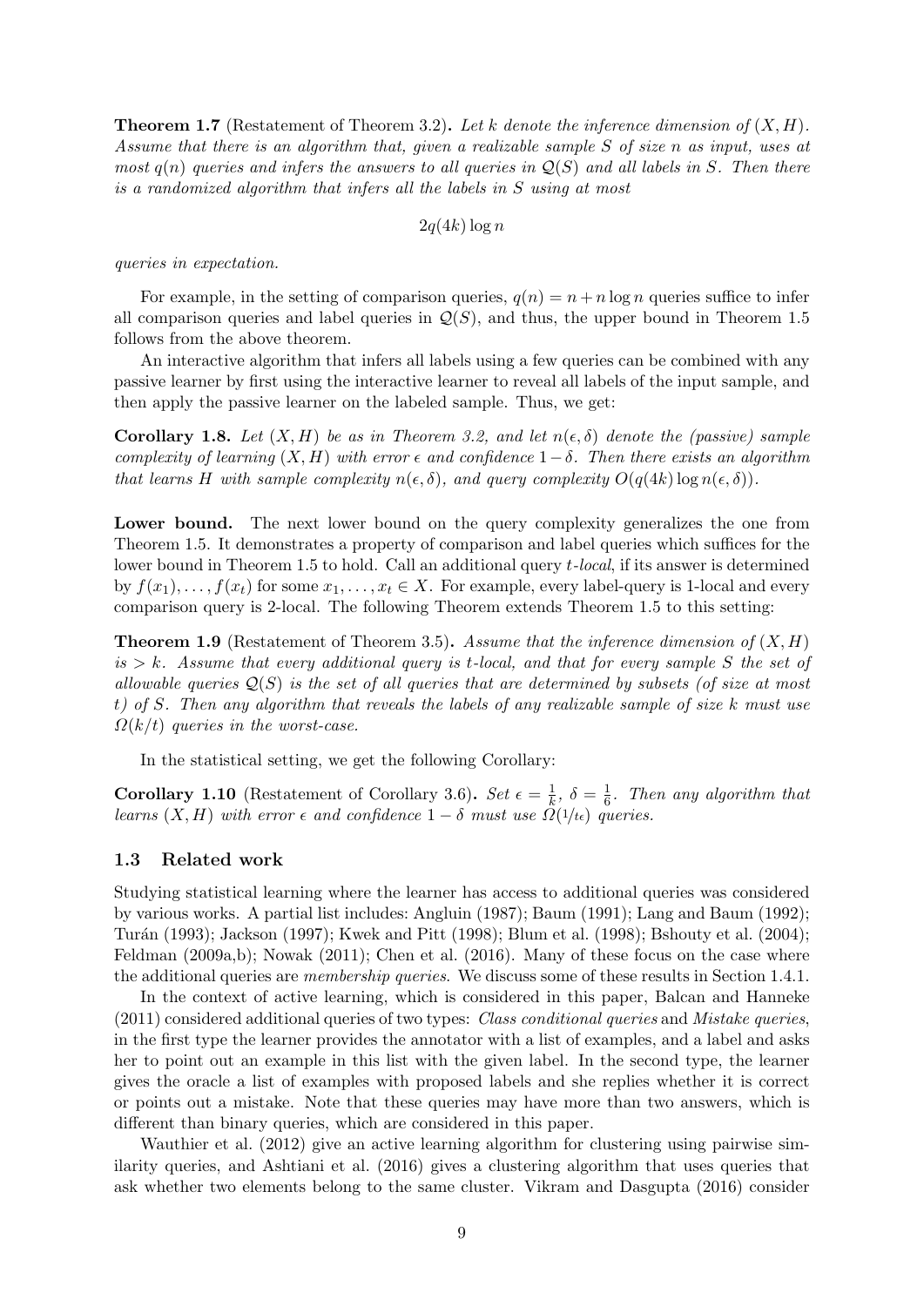**Theorem 1.7** (Restatement of Theorem 3.2)**.** *Let $k$ denote the inference dimension of $(X, H)$. Assume that there is an algorithm that, given a realizable sample $S$ of size $n$ as input, uses at most $q(n)$ queries and infers the answers to all queries in $\mathcal{Q}(S)$ and all labels in $S$. Then there is a randomized algorithm that infers all the labels in $S$ using at most*

$$2q(4k)\log n$$

*queries in expectation.*

For example, in the setting of comparison queries, $q(n) = n + n\log n$ queries suffice to infer all comparison queries and label queries in $\mathcal{Q}(S)$, and thus, the upper bound in Theorem 1.5 follows from the above theorem.

An interactive algorithm that infers all labels using a few queries can be combined with any passive learner by first using the interactive learner to reveal all labels of the input sample, and then apply the passive learner on the labeled sample. Thus, we get:

**Corollary 1.8.** *Let $(X, H)$ be as in Theorem 3.2, and let $n(\epsilon, \delta)$ denote the (passive) sample complexity of learning $(X, H)$ with error $\epsilon$ and confidence $1-\delta$. Then there exists an algorithm that learns $H$ with sample complexity $n(\epsilon, \delta)$, and query complexity $O(q(4k)\log n(\epsilon, \delta))$.*

**Lower bound.** The next lower bound on the query complexity generalizes the one from Theorem 1.5. It demonstrates a property of comparison and label queries which suffices for the lower bound in Theorem 1.5 to hold. Call an additional query *$t$-local*, if its answer is determined by $f(x_1), \ldots, f(x_t)$ for some $x_1, \ldots, x_t \in X$. For example, every label-query is 1-local and every comparison query is 2-local. The following Theorem extends Theorem 1.5 to this setting:

**Theorem 1.9** (Restatement of Theorem 3.5)**.** *Assume that the inference dimension of $(X, H)$ is $> k$. Assume that every additional query is $t$-local, and that for every sample $S$ the set of allowable queries $\mathcal{Q}(S)$ is the set of all queries that are determined by subsets (of size at most $t$) of $S$. Then any algorithm that reveals the labels of any realizable sample of size $k$ must use $\Omega(k/t)$ queries in the worst-case.*

In the statistical setting, we get the following Corollary:

**Corollary 1.10** (Restatement of Corollary 3.6)**.** *Set $\epsilon = \frac{1}{k}$, $\delta = \frac{1}{6}$. Then any algorithm that learns $(X, H)$ with error $\epsilon$ and confidence $1-\delta$ must use $\Omega(1/t\epsilon)$ queries.*

### 1.3 Related work

Studying statistical learning where the learner has access to additional queries was considered by various works. A partial list includes: Angluin (1987); Baum (1991); Lang and Baum (1992); Turán (1993); Jackson (1997); Kwek and Pitt (1998); Blum et al. (1998); Bshouty et al. (2004); Feldman (2009a,b); Nowak (2011); Chen et al. (2016). Many of these focus on the case where the additional queries are *membership queries*. We discuss some of these results in Section 1.4.1.

In the context of active learning, which is considered in this paper, Balcan and Hanneke (2011) considered additional queries of two types: *Class conditional queries* and *Mistake queries*, in the first type the learner provides the annotator with a list of examples, and a label and asks her to point out an example in this list with the given label. In the second type, the learner gives the oracle a list of examples with proposed labels and she replies whether it is correct or points out a mistake. Note that these queries may have more than two answers, which is different than binary queries, which are considered in this paper.

Wauthier et al. (2012) give an active learning algorithm for clustering using pairwise similarity queries, and Ashtiani et al. (2016) gives a clustering algorithm that uses queries that ask whether two elements belong to the same cluster. Vikram and Dasgupta (2016) consider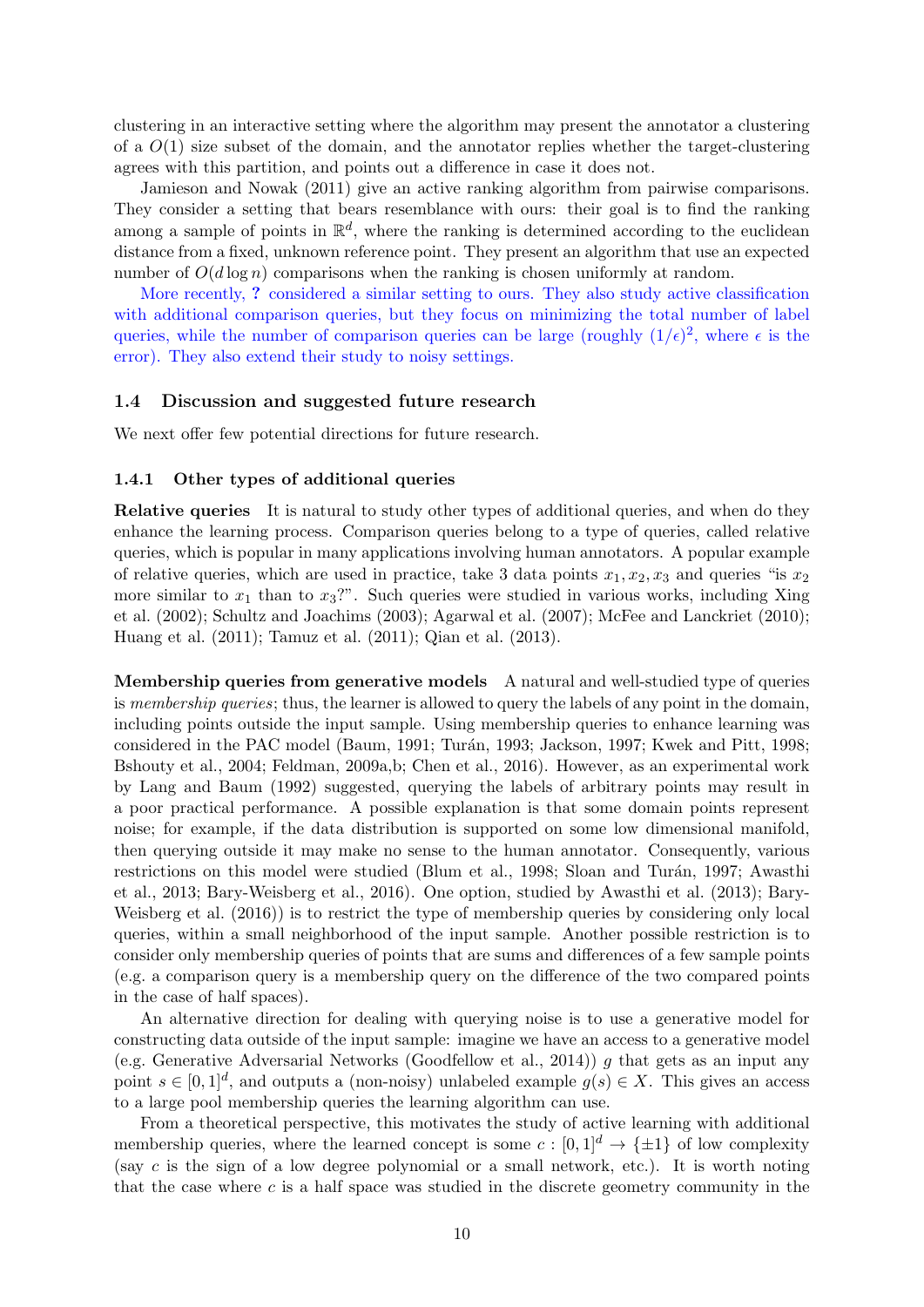clustering in an interactive setting where the algorithm may present the annotator a clustering of a $O(1)$ size subset of the domain, and the annotator replies whether the target-clustering agrees with this partition, and points out a difference in case it does not.

Jamieson and Nowak (2011) give an active ranking algorithm from pairwise comparisons. They consider a setting that bears resemblance with ours: their goal is to find the ranking among a sample of points in $\mathbb{R}^d$, where the ranking is determined according to the euclidean distance from a fixed, unknown reference point. They present an algorithm that use an expected number of $O(d \log n)$ comparisons when the ranking is chosen uniformly at random.

More recently, **?** considered a similar setting to ours. They also study active classification with additional comparison queries, but they focus on minimizing the total number of label queries, while the number of comparison queries can be large (roughly $(1/\epsilon)^2$, where $\epsilon$ is the error). They also extend their study to noisy settings.

## 1.4 Discussion and suggested future research

We next offer few potential directions for future research.

### 1.4.1 Other types of additional queries

**Relative queries** It is natural to study other types of additional queries, and when do they enhance the learning process. Comparison queries belong to a type of queries, called relative queries, which is popular in many applications involving human annotators. A popular example of relative queries, which are used in practice, take 3 data points $x_1, x_2, x_3$ and queries "is $x_2$ more similar to $x_1$ than to $x_3$?". Such queries were studied in various works, including Xing et al. (2002); Schultz and Joachims (2003); Agarwal et al. (2007); McFee and Lanckriet (2010); Huang et al. (2011); Tamuz et al. (2011); Qian et al. (2013).

**Membership queries from generative models** A natural and well-studied type of queries is *membership queries*; thus, the learner is allowed to query the labels of any point in the domain, including points outside the input sample. Using membership queries to enhance learning was considered in the PAC model (Baum, 1991; Turán, 1993; Jackson, 1997; Kwek and Pitt, 1998; Bshouty et al., 2004; Feldman, 2009a,b; Chen et al., 2016). However, as an experimental work by Lang and Baum (1992) suggested, querying the labels of arbitrary points may result in a poor practical performance. A possible explanation is that some domain points represent noise; for example, if the data distribution is supported on some low dimensional manifold, then querying outside it may make no sense to the human annotator. Consequently, various restrictions on this model were studied (Blum et al., 1998; Sloan and Turán, 1997; Awasthi et al., 2013; Bary-Weisberg et al., 2016). One option, studied by Awasthi et al. (2013); Bary-Weisberg et al. (2016)) is to restrict the type of membership queries by considering only local queries, within a small neighborhood of the input sample. Another possible restriction is to consider only membership queries of points that are sums and differences of a few sample points (e.g. a comparison query is a membership query on the difference of the two compared points in the case of half spaces).

An alternative direction for dealing with querying noise is to use a generative model for constructing data outside of the input sample: imagine we have an access to a generative model (e.g. Generative Adversarial Networks (Goodfellow et al., 2014)) $g$ that gets as an input any point $s \in [0,1]^d$, and outputs a (non-noisy) unlabeled example $g(s) \in X$. This gives an access to a large pool membership queries the learning algorithm can use.

From a theoretical perspective, this motivates the study of active learning with additional membership queries, where the learned concept is some $c : [0,1]^d \to \{\pm 1\}$ of low complexity (say $c$ is the sign of a low degree polynomial or a small network, etc.). It is worth noting that the case where $c$ is a half space was studied in the discrete geometry community in the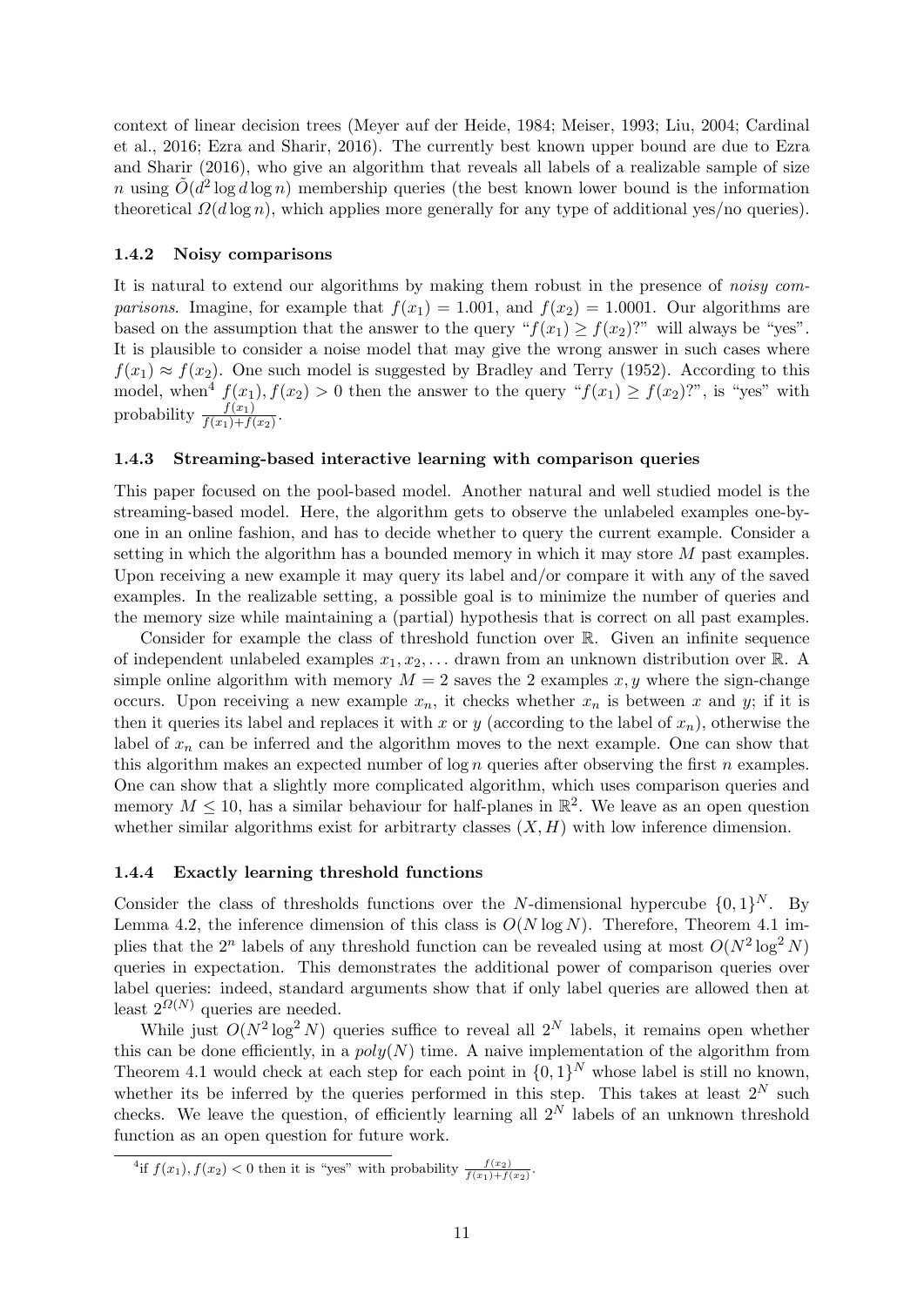context of linear decision trees (Meyer auf der Heide, 1984; Meiser, 1993; Liu, 2004; Cardinal et al., 2016; Ezra and Sharir, 2016). The currently best known upper bound are due to Ezra and Sharir (2016), who give an algorithm that reveals all labels of a realizable sample of size $n$ using $\tilde{O}(d^2 \log d \log n)$ membership queries (the best known lower bound is the information theoretical $\Omega(d \log n)$, which applies more generally for any type of additional yes/no queries).

### 1.4.2 Noisy comparisons

It is natural to extend our algorithms by making them robust in the presence of *noisy comparisons*. Imagine, for example that $f(x_1) = 1.001$, and $f(x_2) = 1.0001$. Our algorithms are based on the assumption that the answer to the query "$f(x_1) \geq f(x_2)$?" will always be "yes". It is plausible to consider a noise model that may give the wrong answer in such cases where $f(x_1) \approx f(x_2)$. One such model is suggested by Bradley and Terry (1952). According to this model, when[4] $f(x_1), f(x_2) > 0$ then the answer to the query "$f(x_1) \geq f(x_2)$?", is "yes" with probability $\frac{f(x_1)}{f(x_1)+f(x_2)}$.

### 1.4.3 Streaming-based interactive learning with comparison queries

This paper focused on the pool-based model. Another natural and well studied model is the streaming-based model. Here, the algorithm gets to observe the unlabeled examples one-by-one in an online fashion, and has to decide whether to query the current example. Consider a setting in which the algorithm has a bounded memory in which it may store $M$ past examples. Upon receiving a new example it may query its label and/or compare it with any of the saved examples. In the realizable setting, a possible goal is to minimize the number of queries and the memory size while maintaining a (partial) hypothesis that is correct on all past examples.

Consider for example the class of threshold function over $\mathbb{R}$. Given an infinite sequence of independent unlabeled examples $x_1, x_2, \ldots$ drawn from an unknown distribution over $\mathbb{R}$. A simple online algorithm with memory $M = 2$ saves the 2 examples $x, y$ where the sign-change occurs. Upon receiving a new example $x_n$, it checks whether $x_n$ is between $x$ and $y$; if it is then it queries its label and replaces it with $x$ or $y$ (according to the label of $x_n$), otherwise the label of $x_n$ can be inferred and the algorithm moves to the next example. One can show that this algorithm makes an expected number of $\log n$ queries after observing the first $n$ examples. One can show that a slightly more complicated algorithm, which uses comparison queries and memory $M \leq 10$, has a similar behaviour for half-planes in $\mathbb{R}^2$. We leave as an open question whether similar algorithms exist for arbitrarty classes $(X, H)$ with low inference dimension.

### 1.4.4 Exactly learning threshold functions

Consider the class of thresholds functions over the $N$-dimensional hypercube $\{0,1\}^N$. By Lemma 4.2, the inference dimension of this class is $O(N \log N)$. Therefore, Theorem 4.1 implies that the $2^n$ labels of any threshold function can be revealed using at most $O(N^2 \log^2 N)$ queries in expectation. This demonstrates the additional power of comparison queries over label queries: indeed, standard arguments show that if only label queries are allowed then at least $2^{\Omega(N)}$ queries are needed.

While just $O(N^2 \log^2 N)$ queries suffice to reveal all $2^N$ labels, it remains open whether this can be done efficiently, in a $poly(N)$ time. A naive implementation of the algorithm from Theorem 4.1 would check at each step for each point in $\{0,1\}^N$ whose label is still no known, whether its be inferred by the queries performed in this step. This takes at least $2^N$ such checks. We leave the question, of efficiently learning all $2^N$ labels of an unknown threshold function as an open question for future work.

[4]if $f(x_1), f(x_2) < 0$ then it is "yes" with probability $\frac{f(x_2)}{f(x_1)+f(x_2)}$.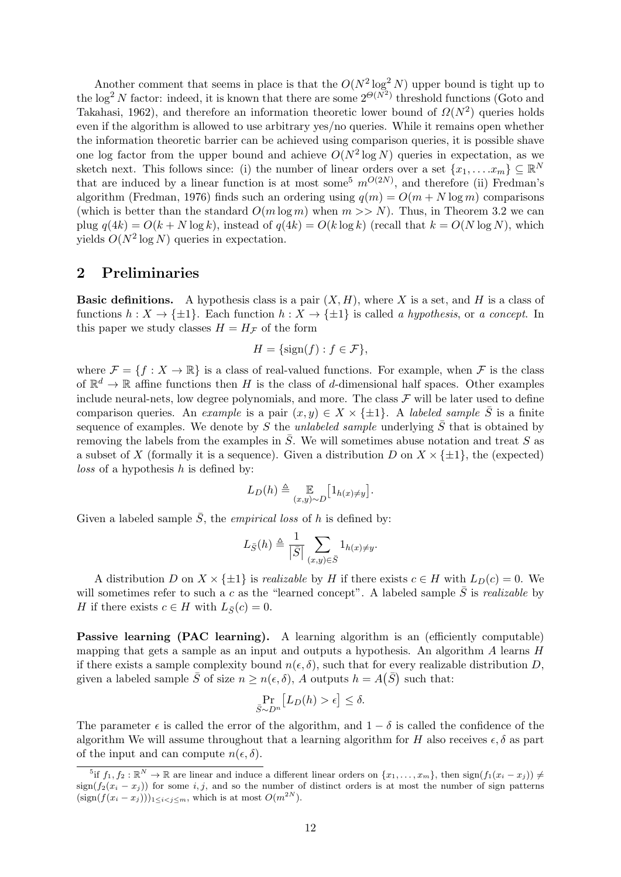Another comment that seems in place is that the $O(N^2 \log^2 N)$ upper bound is tight up to the $\log^2 N$ factor: indeed, it is known that there are some $2^{\Theta(N^2)}$ threshold functions (Goto and Takahasi, 1962), and therefore an information theoretic lower bound of $\Omega(N^2)$ queries holds even if the algorithm is allowed to use arbitrary yes/no queries. While it remains open whether the information theoretic barrier can be achieved using comparison queries, it is possible shave one log factor from the upper bound and achieve $O(N^2 \log N)$ queries in expectation, as we sketch next. This follows since: (i) the number of linear orders over a set $\{x_1, \ldots, x_m\} \subseteq \mathbb{R}^N$ that are induced by a linear function is at most some[5] $m^{O(2N)}$, and therefore (ii) Fredman's algorithm (Fredman, 1976) finds such an ordering using $q(m) = O(m + N \log m)$ comparisons (which is better than the standard $O(m \log m)$ when $m >> N$). Thus, in Theorem 3.2 we can plug $q(4k) = O(k + N \log k)$, instead of $q(4k) = O(k \log k)$ (recall that $k = O(N \log N)$, which yields $O(N^2 \log N)$ queries in expectation.

## 2 Preliminaries

**Basic definitions.** A hypothesis class is a pair $(X, H)$, where $X$ is a set, and $H$ is a class of functions $h : X \to \{\pm 1\}$. Each function $h : X \to \{\pm 1\}$ is called *a hypothesis*, or *a concept*. In this paper we study classes $H = H_{\mathcal{F}}$ of the form

$$H = \{\text{sign}(f) : f \in \mathcal{F}\},$$

where $\mathcal{F} = \{f : X \to \mathbb{R}\}$ is a class of real-valued functions. For example, when $\mathcal{F}$ is the class of $\mathbb{R}^d \to \mathbb{R}$ affine functions then $H$ is the class of $d$-dimensional half spaces. Other examples include neural-nets, low degree polynomials, and more. The class $\mathcal{F}$ will be later used to define comparison queries. An *example* is a pair $(x, y) \in X \times \{\pm 1\}$. A *labeled sample* $\bar{S}$ is a finite sequence of examples. We denote by $S$ the *unlabeled sample* underlying $\bar{S}$ that is obtained by removing the labels from the examples in $\bar{S}$. We will sometimes abuse notation and treat $S$ as a subset of $X$ (formally it is a sequence). Given a distribution $D$ on $X \times \{\pm 1\}$, the (expected) *loss* of a hypothesis $h$ is defined by:

$$L_D(h) \triangleq \mathop{\mathbb{E}}_{(x,y)\sim D}\big[1_{h(x)\neq y}\big].$$

Given a labeled sample $\bar{S}$, the *empirical loss* of $h$ is defined by:

$$L_{\bar{S}}(h) \triangleq \frac{1}{|\bar{S}|} \sum_{(x,y)\in \bar{S}} 1_{h(x)\neq y}.$$

A distribution $D$ on $X \times \{\pm 1\}$ is *realizable* by $H$ if there exists $c \in H$ with $L_D(c) = 0$. We will sometimes refer to such a $c$ as the "learned concept". A labeled sample $\bar{S}$ is *realizable* by $H$ if there exists $c \in H$ with $L_{\bar{S}}(c) = 0$.

**Passive learning (PAC learning).** A learning algorithm is an (efficiently computable) mapping that gets a sample as an input and outputs a hypothesis. An algorithm $A$ learns $H$ if there exists a sample complexity bound $n(\epsilon, \delta)$, such that for every realizable distribution $D$, given a labeled sample $\bar{S}$ of size $n \geq n(\epsilon, \delta)$, $A$ outputs $h = A(\bar{S})$ such that:

$$\Pr_{\bar{S}\sim D^n}\big[L_D(h) > \epsilon\big] \leq \delta.$$

The parameter $\epsilon$ is called the error of the algorithm, and $1 - \delta$ is called the confidence of the algorithm We will assume throughout that a learning algorithm for $H$ also receives $\epsilon, \delta$ as part of the input and can compute $n(\epsilon, \delta)$.

[5] if $f_1, f_2 : \mathbb{R}^N \to \mathbb{R}$ are linear and induce a different linear orders on $\{x_1, \ldots, x_m\}$, then $\text{sign}(f_1(x_i - x_j)) \neq \text{sign}(f_2(x_i - x_j))$ for some $i, j$, and so the number of distinct orders is at most the number of sign patterns $(\text{sign}(f(x_i - x_j)))_{1\leq i<j\leq m}$, which is at most $O(m^{2N})$.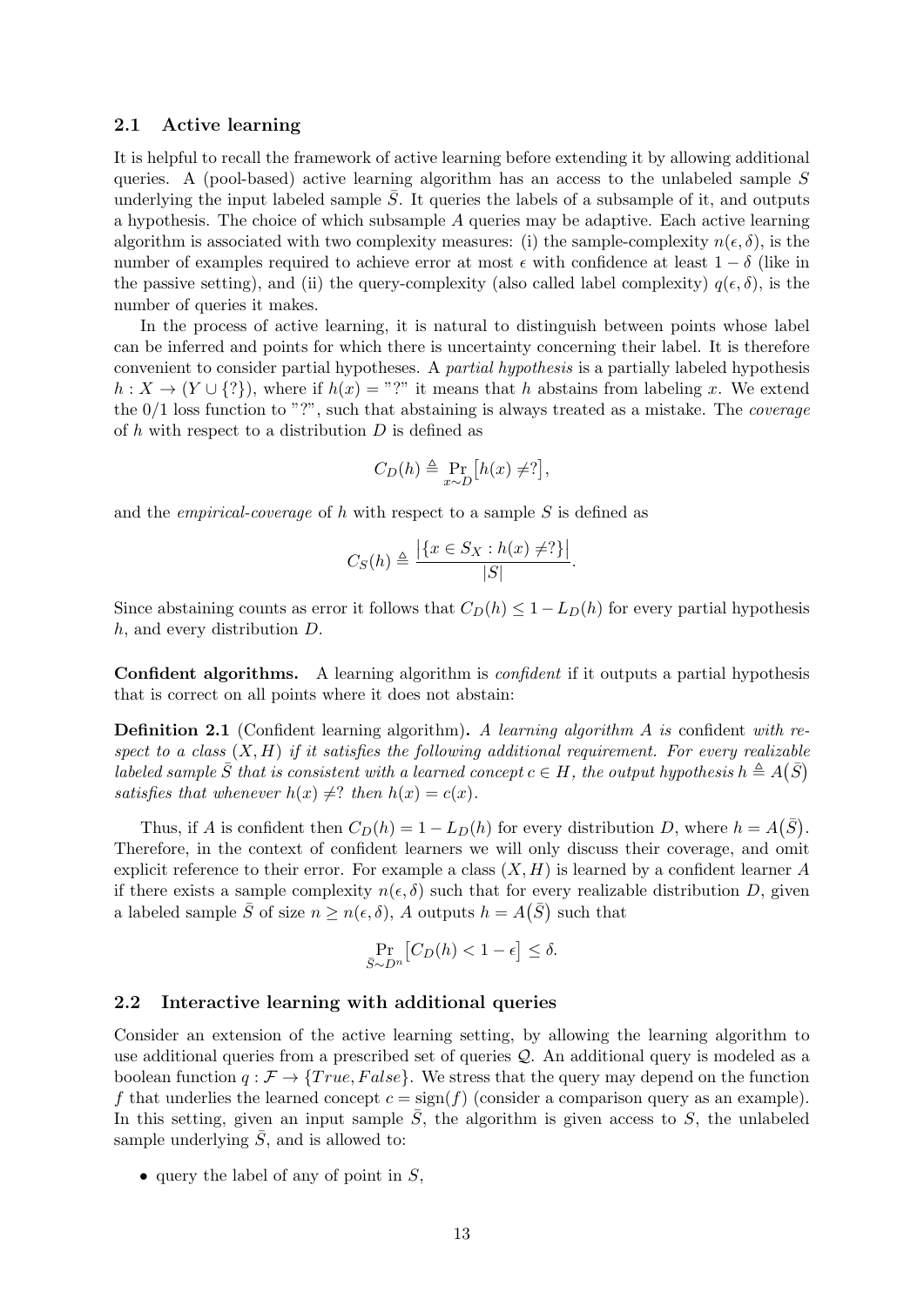### 2.1 Active learning

It is helpful to recall the framework of active learning before extending it by allowing additional queries. A (pool-based) active learning algorithm has an access to the unlabeled sample $S$ underlying the input labeled sample $\bar{S}$. It queries the labels of a subsample of it, and outputs a hypothesis. The choice of which subsample $A$ queries may be adaptive. Each active learning algorithm is associated with two complexity measures: (i) the sample-complexity $n(\epsilon, \delta)$, is the number of examples required to achieve error at most $\epsilon$ with confidence at least $1 - \delta$ (like in the passive setting), and (ii) the query-complexity (also called label complexity) $q(\epsilon, \delta)$, is the number of queries it makes.

In the process of active learning, it is natural to distinguish between points whose label can be inferred and points for which there is uncertainty concerning their label. It is therefore convenient to consider partial hypotheses. A *partial hypothesis* is a partially labeled hypothesis $h : X \to (Y \cup \{?\})$, where if $h(x) =$ "?" it means that $h$ abstains from labeling $x$. We extend the 0/1 loss function to "?", such that abstaining is always treated as a mistake. The *coverage* of $h$ with respect to a distribution $D$ is defined as

$$C_D(h) \triangleq \Pr_{x \sim D}\big[h(x) \neq ?\big],$$

and the *empirical-coverage* of $h$ with respect to a sample $S$ is defined as

$$C_S(h) \triangleq \frac{\big|\{x \in S_X : h(x) \neq ?\}\big|}{|S|}.$$

Since abstaining counts as error it follows that $C_D(h) \leq 1 - L_D(h)$ for every partial hypothesis $h$, and every distribution $D$.

**Confident algorithms.** A learning algorithm is *confident* if it outputs a partial hypothesis that is correct on all points where it does not abstain:

**Definition 2.1** (Confident learning algorithm)**.** *A learning algorithm $A$ is* confident *with respect to a class $(X, H)$ if it satisfies the following additional requirement. For every realizable labeled sample $\bar{S}$ that is consistent with a learned concept $c \in H$, the output hypothesis $h \triangleq A(\bar{S})$ satisfies that whenever $h(x) \neq ?$ then $h(x) = c(x)$.*

Thus, if $A$ is confident then $C_D(h) = 1 - L_D(h)$ for every distribution $D$, where $h = A(\bar{S})$. Therefore, in the context of confident learners we will only discuss their coverage, and omit explicit reference to their error. For example a class $(X, H)$ is learned by a confident learner $A$ if there exists a sample complexity $n(\epsilon, \delta)$ such that for every realizable distribution $D$, given a labeled sample $\bar{S}$ of size $n \geq n(\epsilon, \delta)$, $A$ outputs $h = A(\bar{S})$ such that

$$\Pr_{\bar{S} \sim D^n}\big[C_D(h) < 1 - \epsilon\big] \leq \delta.$$

### 2.2 Interactive learning with additional queries

Consider an extension of the active learning setting, by allowing the learning algorithm to use additional queries from a prescribed set of queries $\mathcal{Q}$. An additional query is modeled as a boolean function $q : \mathcal{F} \to \{True, False\}$. We stress that the query may depend on the function $f$ that underlies the learned concept $c = \text{sign}(f)$ (consider a comparison query as an example). In this setting, given an input sample $\bar{S}$, the algorithm is given access to $S$, the unlabeled sample underlying $\bar{S}$, and is allowed to:

- query the label of any of point in $S$,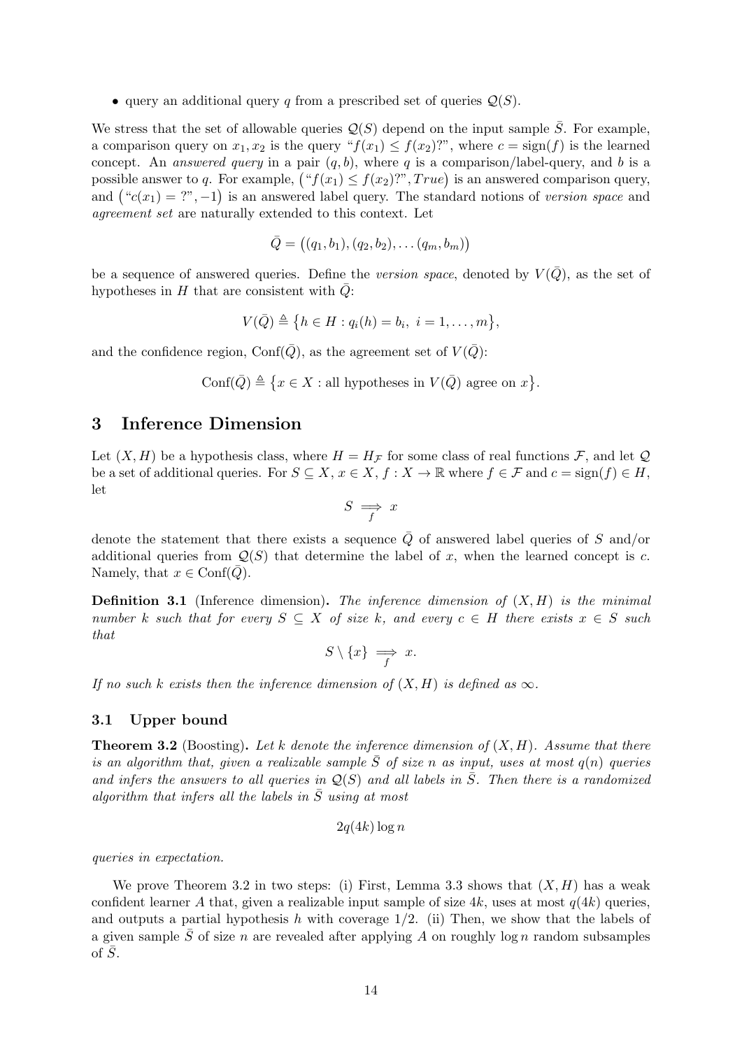- query an additional query $q$ from a prescribed set of queries $\mathcal{Q}(S)$.

We stress that the set of allowable queries $\mathcal{Q}(S)$ depend on the input sample $\bar{S}$. For example, a comparison query on $x_1, x_2$ is the query "$f(x_1) \leq f(x_2)$?", where $c = \text{sign}(f)$ is the learned concept. An *answered query* in a pair $(q, b)$, where $q$ is a comparison/label-query, and $b$ is a possible answer to $q$. For example, $\big($"$f(x_1) \leq f(x_2)$?"$, True\big)$ is an answered comparison query, and $\big($"$c(x_1) = $ ?"$, -1\big)$ is an answered label query. The standard notions of *version space* and *agreement set* are naturally extended to this context. Let

$$\bar{Q} = \big((q_1, b_1), (q_2, b_2), \ldots (q_m, b_m)\big)$$

be a sequence of answered queries. Define the *version space*, denoted by $V(\bar{Q})$, as the set of hypotheses in $H$ that are consistent with $\bar{Q}$:

$$V(\bar{Q}) \triangleq \big\{h \in H : q_i(h) = b_i,\ i = 1, \ldots, m\big\},$$

and the confidence region, $\text{Conf}(\bar{Q})$, as the agreement set of $V(\bar{Q})$:

$$\text{Conf}(\bar{Q}) \triangleq \big\{x \in X : \text{all hypotheses in } V(\bar{Q}) \text{ agree on } x\big\}.$$

# 3 Inference Dimension

Let $(X, H)$ be a hypothesis class, where $H = H_{\mathcal{F}}$ for some class of real functions $\mathcal{F}$, and let $\mathcal{Q}$ be a set of additional queries. For $S \subseteq X$, $x \in X$, $f : X \to \mathbb{R}$ where $f \in \mathcal{F}$ and $c = \text{sign}(f) \in H$, let

$$S \underset{f}{\Longrightarrow} x$$

denote the statement that there exists a sequence $\bar{Q}$ of answered label queries of $S$ and/or additional queries from $\mathcal{Q}(S)$ that determine the label of $x$, when the learned concept is $c$. Namely, that $x \in \text{Conf}(\bar{Q})$.

**Definition 3.1** (Inference dimension)**.** *The inference dimension of $(X, H)$ is the minimal number $k$ such that for every $S \subseteq X$ of size $k$, and every $c \in H$ there exists $x \in S$ such that*

$$S \setminus \{x\} \underset{f}{\Longrightarrow} x.$$

*If no such $k$ exists then the inference dimension of $(X, H)$ is defined as $\infty$.*

## 3.1 Upper bound

**Theorem 3.2** (Boosting)**.** *Let $k$ denote the inference dimension of $(X, H)$. Assume that there is an algorithm that, given a realizable sample $\bar{S}$ of size $n$ as input, uses at most $q(n)$ queries and infers the answers to all queries in $\mathcal{Q}(S)$ and all labels in $\bar{S}$. Then there is a randomized algorithm that infers all the labels in $\bar{S}$ using at most*

$$2q(4k) \log n$$

*queries in expectation.*

We prove Theorem 3.2 in two steps: (i) First, Lemma 3.3 shows that $(X, H)$ has a weak confident learner $A$ that, given a realizable input sample of size $4k$, uses at most $q(4k)$ queries, and outputs a partial hypothesis $h$ with coverage $1/2$. (ii) Then, we show that the labels of a given sample $\bar{S}$ of size $n$ are revealed after applying $A$ on roughly $\log n$ random subsamples of $\bar{S}$.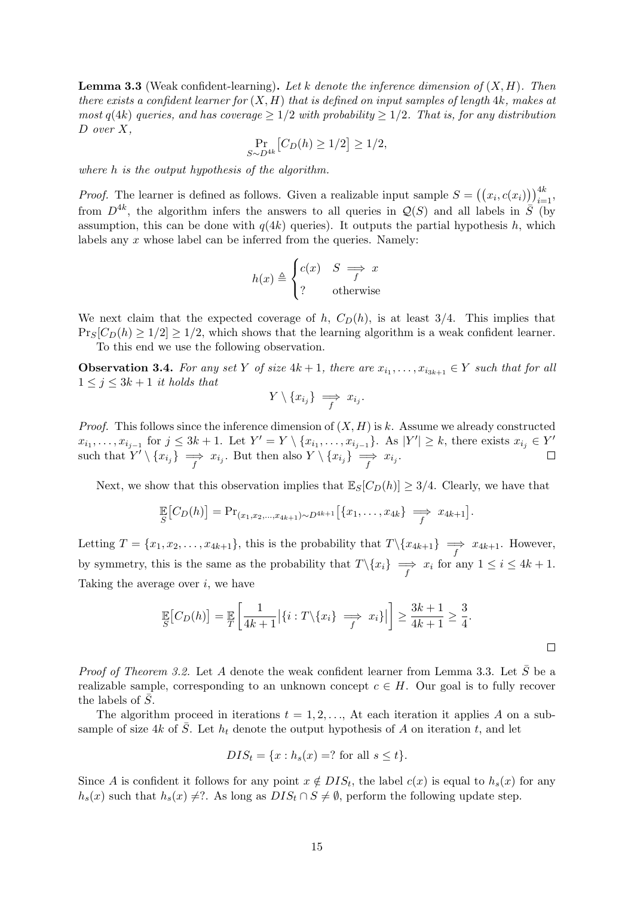**Lemma 3.3** (Weak confident-learning)**.** *Let $k$ denote the inference dimension of $(X, H)$. Then there exists a confident learner for $(X, H)$ that is defined on input samples of length $4k$, makes at most $q(4k)$ queries, and has coverage $\geq 1/2$ with probability $\geq 1/2$. That is, for any distribution $D$ over $X$,*

$$\Pr_{S \sim D^{4k}}\big[C_D(h) \geq 1/2\big] \geq 1/2,$$

*where $h$ is the output hypothesis of the algorithm.*

*Proof.* The learner is defined as follows. Given a realizable input sample $S = \big((x_i, c(x_i))\big)_{i=1}^{4k}$, from $D^{4k}$, the algorithm infers the answers to all queries in $\mathcal{Q}(S)$ and all labels in $\bar{S}$ (by assumption, this can be done with $q(4k)$ queries). It outputs the partial hypothesis $h$, which labels any $x$ whose label can be inferred from the queries. Namely:

$$h(x) \triangleq \begin{cases} c(x) & S \underset{f}{\Longrightarrow} x \\ ? & \text{otherwise} \end{cases}$$

We next claim that the expected coverage of $h$, $C_D(h)$, is at least $3/4$. This implies that $\Pr_S[C_D(h) \geq 1/2] \geq 1/2$, which shows that the learning algorithm is a weak confident learner.

To this end we use the following observation.

**Observation 3.4.** *For any set $Y$ of size $4k+1$, there are $x_{i_1}, \ldots, x_{i_{3k+1}} \in Y$ such that for all $1 \leq j \leq 3k+1$ it holds that*

$$Y \setminus \{x_{i_j}\} \underset{f}{\Longrightarrow} x_{i_j}.$$

*Proof.* This follows since the inference dimension of $(X, H)$ is $k$. Assume we already constructed $x_{i_1}, \ldots, x_{i_{j-1}}$ for $j \leq 3k+1$. Let $Y' = Y \setminus \{x_{i_1}, \ldots, x_{i_{j-1}}\}$. As $|Y'| \geq k$, there exists $x_{i_j} \in Y'$ such that $Y' \setminus \{x_{i_j}\} \underset{f}{\Longrightarrow} x_{i_j}$. But then also $Y \setminus \{x_{i_j}\} \underset{f}{\Longrightarrow} x_{i_j}$. □

Next, we show that this observation implies that $\mathbb{E}_S[C_D(h)] \geq 3/4$. Clearly, we have that

$$\mathop{\mathbb{E}}_S\big[C_D(h)\big] = \Pr_{(x_1, x_2, \ldots, x_{4k+1}) \sim D^{4k+1}}\big[\{x_1, \ldots, x_{4k}\} \underset{f}{\Longrightarrow} x_{4k+1}\big].$$

Letting $T = \{x_1, x_2, \ldots, x_{4k+1}\}$, this is the probability that $T \backslash \{x_{4k+1}\} \underset{f}{\Longrightarrow} x_{4k+1}$. However, by symmetry, this is the same as the probability that $T \backslash \{x_i\} \underset{f}{\Longrightarrow} x_i$ for any $1 \leq i \leq 4k+1$. Taking the average over $i$, we have

$$\mathop{\mathbb{E}}_S\big[C_D(h)\big] = \mathop{\mathbb{E}}_T\left[\frac{1}{4k+1}\big|\{i : T \backslash \{x_i\} \underset{f}{\Longrightarrow} x_i\}\big|\right] \geq \frac{3k+1}{4k+1} \geq \frac{3}{4}.$$

□

*Proof of Theorem 3.2.* Let $A$ denote the weak confident learner from Lemma 3.3. Let $\bar{S}$ be a realizable sample, corresponding to an unknown concept $c \in H$. Our goal is to fully recover the labels of $\bar{S}$.

The algorithm proceed in iterations $t = 1, 2, \ldots$, At each iteration it applies $A$ on a sub-sample of size $4k$ of $\bar{S}$. Let $h_t$ denote the output hypothesis of $A$ on iteration $t$, and let

$$DIS_t = \{x : h_s(x) = ? \text{ for all } s \leq t\}.$$

Since $A$ is confident it follows for any point $x \notin DIS_t$, the label $c(x)$ is equal to $h_s(x)$ for any $h_s(x)$ such that $h_s(x) \neq ?$. As long as $DIS_t \cap S \neq \emptyset$, perform the following update step.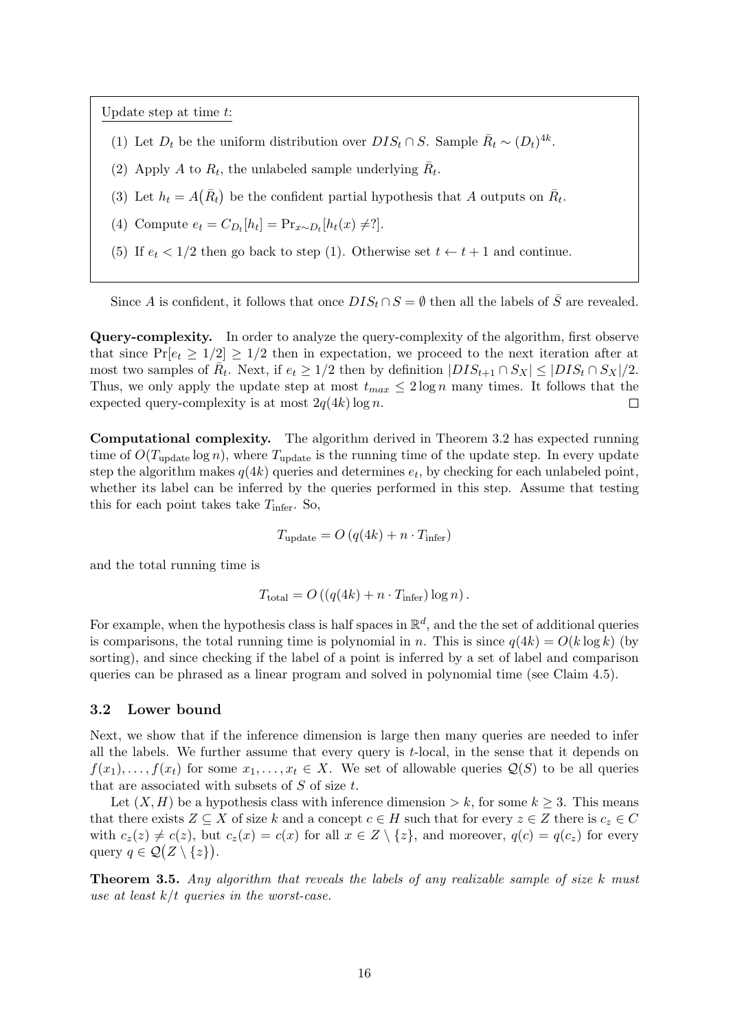Update step at time $t$:

(1) Let $D_t$ be the uniform distribution over $DIS_t \cap S$. Sample $\bar{R}_t \sim (D_t)^{4k}$.

(2) Apply $A$ to $R_t$, the unlabeled sample underlying $\bar{R}_t$.

(3) Let $h_t = A(\bar{R}_t)$ be the confident partial hypothesis that $A$ outputs on $\bar{R}_t$.

(4) Compute $e_t = C_{D_t}[h_t] = \Pr_{x \sim D_t}[h_t(x) \neq ?]$.

(5) If $e_t < 1/2$ then go back to step (1). Otherwise set $t \leftarrow t + 1$ and continue.

Since $A$ is confident, it follows that once $DIS_t \cap S = \emptyset$ then all the labels of $\bar{S}$ are revealed.

**Query-complexity.** In order to analyze the query-complexity of the algorithm, first observe that since $\Pr[e_t \geq 1/2] \geq 1/2$ then in expectation, we proceed to the next iteration after at most two samples of $\bar{R}_t$. Next, if $e_t \geq 1/2$ then by definition $|DIS_{t+1} \cap S_X| \leq |DIS_t \cap S_X|/2$. Thus, we only apply the update step at most $t_{max} \leq 2 \log n$ many times. It follows that the expected query-complexity is at most $2q(4k) \log n$. $\square$

**Computational complexity.** The algorithm derived in Theorem 3.2 has expected running time of $O(T_{\text{update}} \log n)$, where $T_{\text{update}}$ is the running time of the update step. In every update step the algorithm makes $q(4k)$ queries and determines $e_t$, by checking for each unlabeled point, whether its label can be inferred by the queries performed in this step. Assume that testing this for each point takes take $T_{\text{infer}}$. So,

$$T_{\text{update}} = O\left(q(4k) + n \cdot T_{\text{infer}}\right)$$

and the total running time is

$$T_{\text{total}} = O\left(\left(q(4k) + n \cdot T_{\text{infer}}\right) \log n\right).$$

For example, when the hypothesis class is half spaces in $\mathbb{R}^d$, and the the set of additional queries is comparisons, the total running time is polynomial in $n$. This is since $q(4k) = O(k \log k)$ (by sorting), and since checking if the label of a point is inferred by a set of label and comparison queries can be phrased as a linear program and solved in polynomial time (see Claim 4.5).

### 3.2 Lower bound

Next, we show that if the inference dimension is large then many queries are needed to infer all the labels. We further assume that every query is $t$-local, in the sense that it depends on $f(x_1), \ldots, f(x_t)$ for some $x_1, \ldots, x_t \in X$. We set of allowable queries $\mathcal{Q}(S)$ to be all queries that are associated with subsets of $S$ of size $t$.

Let $(X, H)$ be a hypothesis class with inference dimension $> k$, for some $k \geq 3$. This means that there exists $Z \subseteq X$ of size $k$ and a concept $c \in H$ such that for every $z \in Z$ there is $c_z \in C$ with $c_z(z) \neq c(z)$, but $c_z(x) = c(x)$ for all $x \in Z \setminus \{z\}$, and moreover, $q(c) = q(c_z)$ for every query $q \in \mathcal{Q}(Z \setminus \{z\})$.

**Theorem 3.5.** *Any algorithm that reveals the labels of any realizable sample of size $k$ must use at least $k/t$ queries in the worst-case.*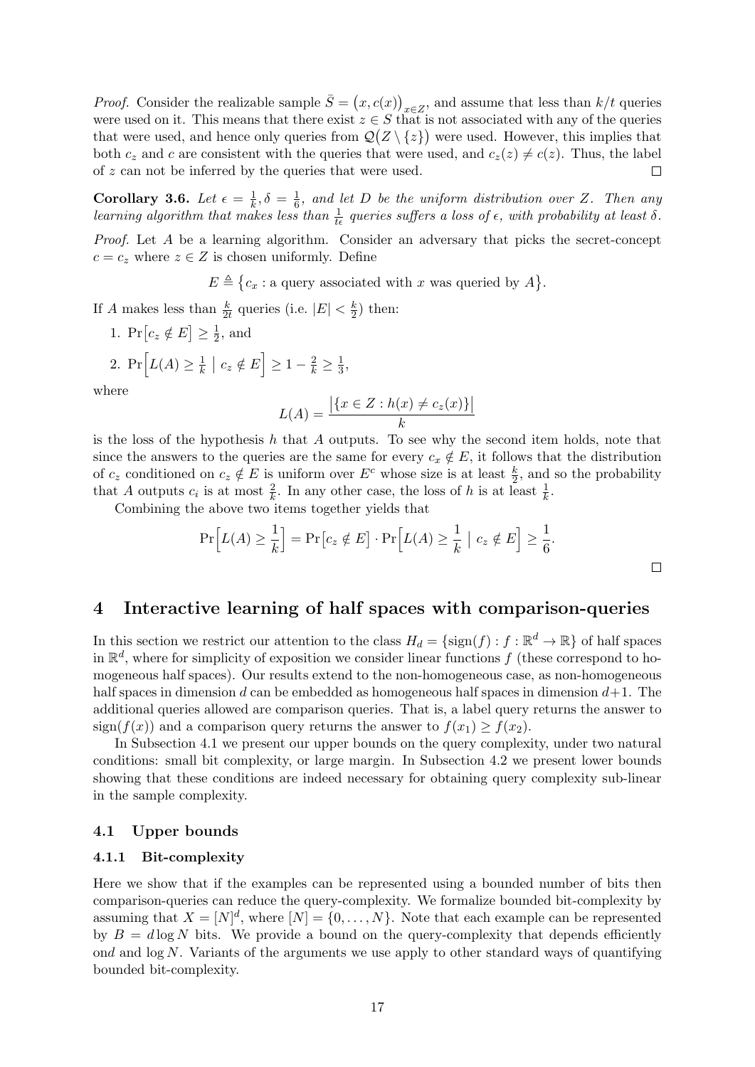*Proof.* Consider the realizable sample $\bar{S} = \big(x, c(x)\big)_{x \in Z}$, and assume that less than $k/t$ queries were used on it. This means that there exist $z \in S$ that is not associated with any of the queries that were used, and hence only queries from $\mathcal{Q}\big(Z \setminus \{z\}\big)$ were used. However, this implies that both $c_z$ and $c$ are consistent with the queries that were used, and $c_z(z) \neq c(z)$. Thus, the label of $z$ can not be inferred by the queries that were used. □

**Corollary 3.6.** *Let $\epsilon = \frac{1}{k}, \delta = \frac{1}{6}$, and let $D$ be the uniform distribution over $Z$. Then any learning algorithm that makes less than $\frac{1}{t\epsilon}$ queries suffers a loss of $\epsilon$, with probability at least $\delta$.*

*Proof.* Let $A$ be a learning algorithm. Consider an adversary that picks the secret-concept $c = c_z$ where $z \in Z$ is chosen uniformly. Define

$$E \triangleq \big\{c_x : \text{a query associated with } x \text{ was queried by } A\big\}.$$

If $A$ makes less than $\frac{k}{2t}$ queries (i.e. $|E| < \frac{k}{2}$) then:

1. $\Pr\big[c_z \notin E\big] \geq \frac{1}{2}$, and
2. $\Pr\Big[L(A) \geq \frac{1}{k} \;\big|\; c_z \notin E\Big] \geq 1 - \frac{2}{k} \geq \frac{1}{3}$,

where

$$L(A) = \frac{\big|\{x \in Z : h(x) \neq c_z(x)\}\big|}{k}$$

is the loss of the hypothesis $h$ that $A$ outputs. To see why the second item holds, note that since the answers to the queries are the same for every $c_x \notin E$, it follows that the distribution of $c_z$ conditioned on $c_z \notin E$ is uniform over $E^c$ whose size is at least $\frac{k}{2}$, and so the probability that $A$ outputs $c_i$ is at most $\frac{2}{k}$. In any other case, the loss of $h$ is at least $\frac{1}{k}$.

Combining the above two items together yields that

$$\Pr\Big[L(A) \geq \frac{1}{k}\Big] = \Pr\big[c_z \notin E\big] \cdot \Pr\Big[L(A) \geq \frac{1}{k} \;\big|\; c_z \notin E\Big] \geq \frac{1}{6}.$$

□

# 4 Interactive learning of half spaces with comparison-queries

In this section we restrict our attention to the class $H_d = \{\text{sign}(f) : f : \mathbb{R}^d \to \mathbb{R}\}$ of half spaces in $\mathbb{R}^d$, where for simplicity of exposition we consider linear functions $f$ (these correspond to homogeneous half spaces). Our results extend to the non-homogeneous case, as non-homogeneous half spaces in dimension $d$ can be embedded as homogeneous half spaces in dimension $d+1$. The additional queries allowed are comparison queries. That is, a label query returns the answer to $\text{sign}(f(x))$ and a comparison query returns the answer to $f(x_1) \geq f(x_2)$.

In Subsection 4.1 we present our upper bounds on the query complexity, under two natural conditions: small bit complexity, or large margin. In Subsection 4.2 we present lower bounds showing that these conditions are indeed necessary for obtaining query complexity sub-linear in the sample complexity.

## 4.1 Upper bounds

### 4.1.1 Bit-complexity

Here we show that if the examples can be represented using a bounded number of bits then comparison-queries can reduce the query-complexity. We formalize bounded bit-complexity by assuming that $X = [N]^d$, where $[N] = \{0, \ldots, N\}$. Note that each example can be represented by $B = d \log N$ bits. We provide a bound on the query-complexity that depends efficiently ond and $\log N$. Variants of the arguments we use apply to other standard ways of quantifying bounded bit-complexity.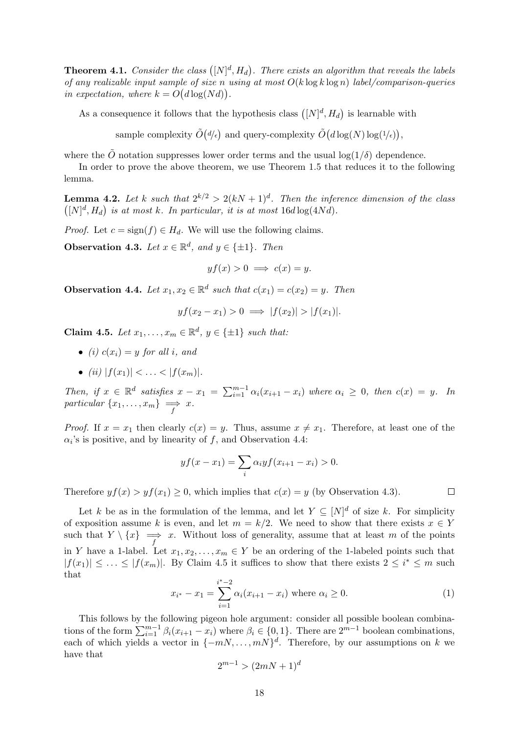**Theorem 4.1.** *Consider the class $\big([N]^d, H_d\big)$. There exists an algorithm that reveals the labels of any realizable input sample of size $n$ using at most $O(k \log k \log n)$ label/comparison-queries in expectation, where $k = O\big(d \log(Nd)\big)$.*

As a consequence it follows that the hypothesis class $\big([N]^d, H_d\big)$ is learnable with

$$\text{sample complexity } \tilde{O}\big(d/\epsilon\big) \text{ and query-complexity } \tilde{O}\big(d \log(N) \log(1/\epsilon)\big),$$

where the $\tilde{O}$ notation suppresses lower order terms and the usual $\log(1/\delta)$ dependence.

In order to prove the above theorem, we use Theorem 1.5 that reduces it to the following lemma.

**Lemma 4.2.** *Let $k$ such that $2^{k/2} > 2(kN+1)^d$. Then the inference dimension of the class $\big([N]^d, H_d\big)$ is at most $k$. In particular, it is at most $16d \log(4Nd)$.*

*Proof.* Let $c = \text{sign}(f) \in H_d$. We will use the following claims.

**Observation 4.3.** *Let $x \in \mathbb{R}^d$, and $y \in \{\pm 1\}$. Then*

$$yf(x) > 0 \implies c(x) = y.$$

**Observation 4.4.** *Let $x_1, x_2 \in \mathbb{R}^d$ such that $c(x_1) = c(x_2) = y$. Then*

$$yf(x_2 - x_1) > 0 \implies |f(x_2)| > |f(x_1)|.$$

**Claim 4.5.** *Let $x_1, \ldots, x_m \in \mathbb{R}^d$, $y \in \{\pm 1\}$ such that:*

- *(i) $c(x_i) = y$ for all $i$, and*
- *(ii) $|f(x_1)| < \ldots < |f(x_m)|$.*

*Then, if $x \in \mathbb{R}^d$ satisfies $x - x_1 = \sum_{i=1}^{m-1} \alpha_i (x_{i+1} - x_i)$ where $\alpha_i \geq 0$, then $c(x) = y$. In particular $\{x_1, \ldots, x_m\} \underset{f}{\Longrightarrow} x$.*

*Proof.* If $x = x_1$ then clearly $c(x) = y$. Thus, assume $x \neq x_1$. Therefore, at least one of the $\alpha_i$'s is positive, and by linearity of $f$, and Observation 4.4:

$$yf(x - x_1) = \sum_i \alpha_i y f(x_{i+1} - x_i) > 0.$$

Therefore $yf(x) > yf(x_1) \geq 0$, which implies that $c(x) = y$ (by Observation 4.3). $\square$

Let $k$ be as in the formulation of the lemma, and let $Y \subseteq [N]^d$ of size $k$. For simplicity of exposition assume $k$ is even, and let $m = k/2$. We need to show that there exists $x \in Y$ such that $Y \setminus \{x\} \underset{f}{\Longrightarrow} x$. Without loss of generality, assume that at least $m$ of the points in $Y$ have a 1-label. Let $x_1, x_2, \ldots, x_m \in Y$ be an ordering of the 1-labeled points such that $|f(x_1)| \leq \ldots \leq |f(x_m)|$. By Claim 4.5 it suffices to show that there exists $2 \leq i^* \leq m$ such that

$$x_{i^*} - x_1 = \sum_{i=1}^{i^*-2} \alpha_i (x_{i+1} - x_i) \text{ where } \alpha_i \geq 0. \tag{1}$$

This follows by the following pigeon hole argument: consider all possible boolean combinations of the form $\sum_{i=1}^{m-1} \beta_i (x_{i+1} - x_i)$ where $\beta_i \in \{0, 1\}$. There are $2^{m-1}$ boolean combinations, each of which yields a vector in $\{-mN, \ldots, mN\}^d$. Therefore, by our assumptions on $k$ we have that

$$2^{m-1} > (2mN + 1)^d$$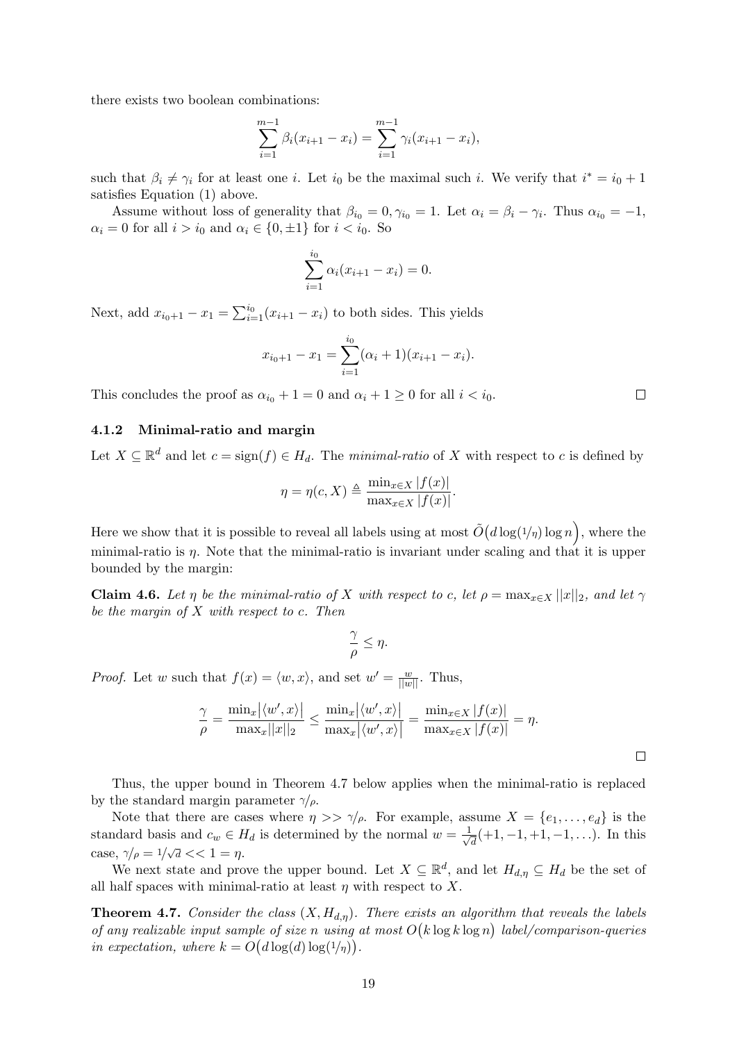there exists two boolean combinations:

$$\sum_{i=1}^{m-1} \beta_i(x_{i+1} - x_i) = \sum_{i=1}^{m-1} \gamma_i(x_{i+1} - x_i),$$

such that $\beta_i \neq \gamma_i$ for at least one $i$. Let $i_0$ be the maximal such $i$. We verify that $i^* = i_0 + 1$ satisfies Equation (1) above.

Assume without loss of generality that $\beta_{i_0} = 0, \gamma_{i_0} = 1$. Let $\alpha_i = \beta_i - \gamma_i$. Thus $\alpha_{i_0} = -1$, $\alpha_i = 0$ for all $i > i_0$ and $\alpha_i \in \{0, \pm 1\}$ for $i < i_0$. So

$$\sum_{i=1}^{i_0} \alpha_i(x_{i+1} - x_i) = 0.$$

Next, add $x_{i_0+1} - x_1 = \sum_{i=1}^{i_0}(x_{i+1} - x_i)$ to both sides. This yields

$$x_{i_0+1} - x_1 = \sum_{i=1}^{i_0}(\alpha_i + 1)(x_{i+1} - x_i).$$

This concludes the proof as $\alpha_{i_0} + 1 = 0$ and $\alpha_i + 1 \geq 0$ for all $i < i_0$. □

#### 4.1.2 Minimal-ratio and margin

Let $X \subseteq \mathbb{R}^d$ and let $c = \text{sign}(f) \in H_d$. The *minimal-ratio* of $X$ with respect to $c$ is defined by

$$\eta = \eta(c, X) \triangleq \frac{\min_{x \in X} |f(x)|}{\max_{x \in X} |f(x)|}.$$

Here we show that it is possible to reveal all labels using at most $\tilde{O}\big(d \log(1/\eta) \log n\big)$, where the minimal-ratio is $\eta$. Note that the minimal-ratio is invariant under scaling and that it is upper bounded by the margin:

**Claim 4.6.** *Let $\eta$ be the minimal-ratio of $X$ with respect to $c$, let $\rho = \max_{x \in X} ||x||_2$, and let $\gamma$ be the margin of $X$ with respect to $c$. Then*

$$\frac{\gamma}{\rho} \leq \eta.$$

*Proof.* Let $w$ such that $f(x) = \langle w, x \rangle$, and set $w' = \frac{w}{||w||}$. Thus,

$$\frac{\gamma}{\rho} = \frac{\min_x |\langle w', x \rangle|}{\max_x ||x||_2} \leq \frac{\min_x |\langle w', x \rangle|}{\max_x |\langle w', x \rangle|} = \frac{\min_{x \in X} |f(x)|}{\max_{x \in X} |f(x)|} = \eta.$$

□

Thus, the upper bound in Theorem 4.7 below applies when the minimal-ratio is replaced by the standard margin parameter $\gamma/\rho$.

Note that there are cases where $\eta >> \gamma/\rho$. For example, assume $X = \{e_1, \ldots, e_d\}$ is the standard basis and $c_w \in H_d$ is determined by the normal $w = \frac{1}{\sqrt{d}}(+1, -1, +1, -1, \ldots)$. In this case, $\gamma/\rho = 1/\sqrt{d} << 1 = \eta$.

We next state and prove the upper bound. Let $X \subseteq \mathbb{R}^d$, and let $H_{d,\eta} \subseteq H_d$ be the set of all half spaces with minimal-ratio at least $\eta$ with respect to $X$.

**Theorem 4.7.** *Consider the class $(X, H_{d,\eta})$. There exists an algorithm that reveals the labels of any realizable input sample of size $n$ using at most $O\big(k \log k \log n\big)$ label/comparison-queries in expectation, where $k = O\big(d \log(d) \log(1/\eta)\big)$.*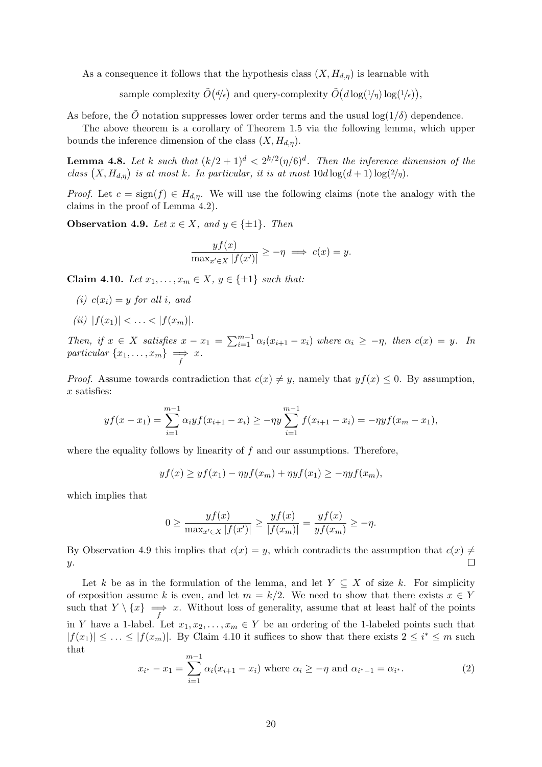As a consequence it follows that the hypothesis class $(X, H_{d,\eta})$ is learnable with

$$\text{sample complexity } \tilde{O}\big(d/\epsilon\big) \text{ and query-complexity } \tilde{O}\big(d \log(1/\eta) \log(1/\epsilon)\big),$$

As before, the $\tilde{O}$ notation suppresses lower order terms and the usual $\log(1/\delta)$ dependence.

The above theorem is a corollary of Theorem 1.5 via the following lemma, which upper bounds the inference dimension of the class $(X, H_{d,\eta})$.

**Lemma 4.8.** *Let $k$ such that $(k/2+1)^d < 2^{k/2}(\eta/6)^d$. Then the inference dimension of the class $\big(X, H_{d,\eta}\big)$ is at most $k$. In particular, it is at most $10d \log(d+1) \log(2/\eta)$.*

*Proof.* Let $c = \operatorname{sign}(f) \in H_{d,\eta}$. We will use the following claims (note the analogy with the claims in the proof of Lemma 4.2).

**Observation 4.9.** *Let $x \in X$, and $y \in \{\pm 1\}$. Then*

$$\frac{yf(x)}{\max_{x' \in X} |f(x')|} \geq -\eta \implies c(x) = y.$$

**Claim 4.10.** *Let $x_1, \ldots, x_m \in X$, $y \in \{\pm 1\}$ such that:*

*(i) $c(x_i) = y$ for all $i$, and*

*(ii) $|f(x_1)| < \ldots < |f(x_m)|$.*

*Then, if $x \in X$ satisfies $x - x_1 = \sum_{i=1}^{m-1} \alpha_i (x_{i+1} - x_i)$ where $\alpha_i \geq -\eta$, then $c(x) = y$. In particular $\{x_1, \ldots, x_m\} \underset{f}{\implies} x$.*

*Proof.* Assume towards contradiction that $c(x) \neq y$, namely that $yf(x) \leq 0$. By assumption, $x$ satisfies:

$$yf(x - x_1) = \sum_{i=1}^{m-1} \alpha_i y f(x_{i+1} - x_i) \geq -\eta y \sum_{i=1}^{m-1} f(x_{i+1} - x_i) = -\eta y f(x_m - x_1),$$

where the equality follows by linearity of $f$ and our assumptions. Therefore,

$$yf(x) \geq yf(x_1) - \eta y f(x_m) + \eta y f(x_1) \geq -\eta y f(x_m),$$

which implies that

$$0 \geq \frac{yf(x)}{\max_{x' \in X} |f(x')|} \geq \frac{yf(x)}{|f(x_m)|} = \frac{yf(x)}{yf(x_m)} \geq -\eta.$$

By Observation 4.9 this implies that $c(x) = y$, which contradicts the assumption that $c(x) \neq y$. $\square$

Let $k$ be as in the formulation of the lemma, and let $Y \subseteq X$ of size $k$. For simplicity of exposition assume $k$ is even, and let $m = k/2$. We need to show that there exists $x \in Y$ such that $Y \setminus \{x\} \underset{f}{\implies} x$. Without loss of generality, assume that at least half of the points in $Y$ have a 1-label. Let $x_1, x_2, \ldots, x_m \in Y$ be an ordering of the 1-labeled points such that $|f(x_1)| \leq \ldots \leq |f(x_m)|$. By Claim 4.10 it suffices to show that there exists $2 \leq i^* \leq m$ such that

$$x_{i^*} - x_1 = \sum_{i=1}^{m-1} \alpha_i (x_{i+1} - x_i) \text{ where } \alpha_i \geq -\eta \text{ and } \alpha_{i^*-1} = \alpha_{i^*}. \tag{2}$$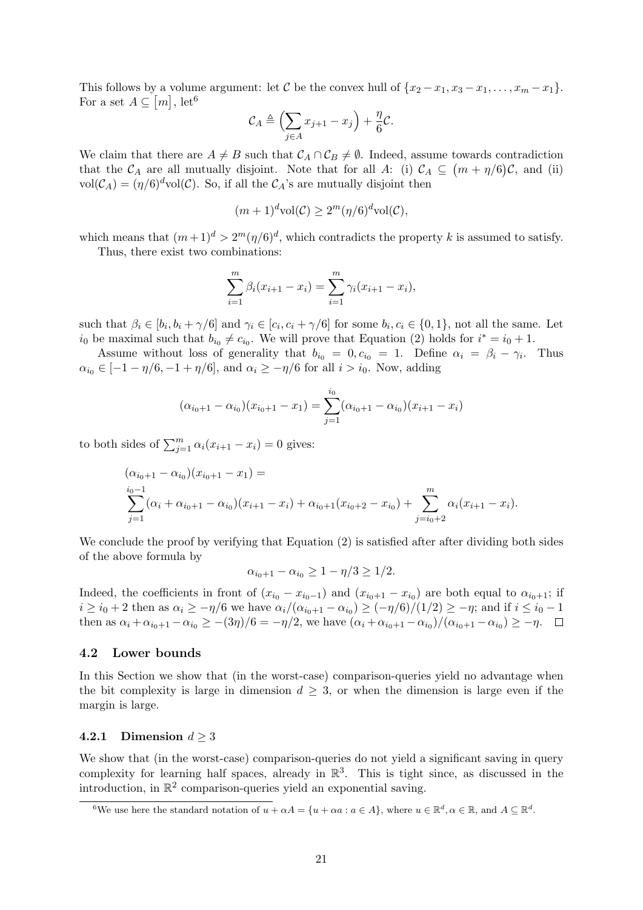This follows by a volume argument: let $\mathcal{C}$ be the convex hull of $\{x_2 - x_1, x_3 - x_1, \ldots, x_m - x_1\}$. For a set $A \subseteq [m]$, let[6]

$$\mathcal{C}_A \triangleq \Big(\sum_{j \in A} x_{j+1} - x_j\Big) + \frac{\eta}{6}\mathcal{C}.$$

We claim that there are $A \neq B$ such that $\mathcal{C}_A \cap \mathcal{C}_B \neq \emptyset$. Indeed, assume towards contradiction that the $\mathcal{C}_A$ are all mutually disjoint. Note that for all $A$: (i) $\mathcal{C}_A \subseteq \big(m + \eta/6\big)\mathcal{C}$, and (ii) $\mathrm{vol}(\mathcal{C}_A) = (\eta/6)^d \mathrm{vol}(\mathcal{C})$. So, if all the $\mathcal{C}_A$'s are mutually disjoint then

$$(m+1)^d \mathrm{vol}(\mathcal{C}) \geq 2^m (\eta/6)^d \mathrm{vol}(\mathcal{C}),$$

which means that $(m+1)^d > 2^m(\eta/6)^d$, which contradicts the property $k$ is assumed to satisfy.

Thus, there exist two combinations:

$$\sum_{i=1}^{m} \beta_i (x_{i+1} - x_i) = \sum_{i=1}^{m} \gamma_i (x_{i+1} - x_i),$$

such that $\beta_i \in [b_i, b_i + \gamma/6]$ and $\gamma_i \in [c_i, c_i + \gamma/6]$ for some $b_i, c_i \in \{0, 1\}$, not all the same. Let $i_0$ be maximal such that $b_{i_0} \neq c_{i_0}$. We will prove that Equation (2) holds for $i^* = i_0 + 1$.

Assume without loss of generality that $b_{i_0} = 0, c_{i_0} = 1$. Define $\alpha_i = \beta_i - \gamma_i$. Thus $\alpha_{i_0} \in [-1 - \eta/6, -1 + \eta/6]$, and $\alpha_i \geq -\eta/6$ for all $i > i_0$. Now, adding

$$(\alpha_{i_0+1} - \alpha_{i_0})(x_{i_0+1} - x_1) = \sum_{j=1}^{i_0} (\alpha_{i_0+1} - \alpha_{i_0})(x_{i+1} - x_i)$$

to both sides of $\sum_{j=1}^{m} \alpha_i (x_{i+1} - x_i) = 0$ gives:

$$\begin{aligned}
&(\alpha_{i_0+1} - \alpha_{i_0})(x_{i_0+1} - x_1) = \\
&\sum_{j=1}^{i_0 - 1} (\alpha_i + \alpha_{i_0+1} - \alpha_{i_0})(x_{i+1} - x_i) + \alpha_{i_0+1}(x_{i_0+2} - x_{i_0}) + \sum_{j=i_0+2}^{m} \alpha_i (x_{i+1} - x_i).
\end{aligned}$$

We conclude the proof by verifying that Equation (2) is satisfied after after dividing both sides of the above formula by

$$\alpha_{i_0+1} - \alpha_{i_0} \geq 1 - \eta/3 \geq 1/2.$$

Indeed, the coefficients in front of $(x_{i_0} - x_{i_0-1})$ and $(x_{i_0+1} - x_{i_0})$ are both equal to $\alpha_{i_0+1}$; if $i \geq i_0 + 2$ then as $\alpha_i \geq -\eta/6$ we have $\alpha_i/(\alpha_{i_0+1} - \alpha_{i_0}) \geq (-\eta/6)/(1/2) \geq -\eta$; and if $i \leq i_0 - 1$ then as $\alpha_i + \alpha_{i_0+1} - \alpha_{i_0} \geq -(3\eta)/6 = -\eta/2$, we have $(\alpha_i + \alpha_{i_0+1} - \alpha_{i_0})/(\alpha_{i_0+1} - \alpha_{i_0}) \geq -\eta$. $\square$

### 4.2 Lower bounds

In this Section we show that (in the worst-case) comparison-queries yield no advantage when the bit complexity is large in dimension $d \geq 3$, or when the dimension is large even if the margin is large.

#### 4.2.1 Dimension $d \geq 3$

We show that (in the worst-case) comparison-queries do not yield a significant saving in query complexity for learning half spaces, already in $\mathbb{R}^3$. This is tight since, as discussed in the introduction, in $\mathbb{R}^2$ comparison-queries yield an exponential saving.

[6] We use here the standard notation of $u + \alpha A = \{u + \alpha a : a \in A\}$, where $u \in \mathbb{R}^d, \alpha \in \mathbb{R}$, and $A \subseteq \mathbb{R}^d$.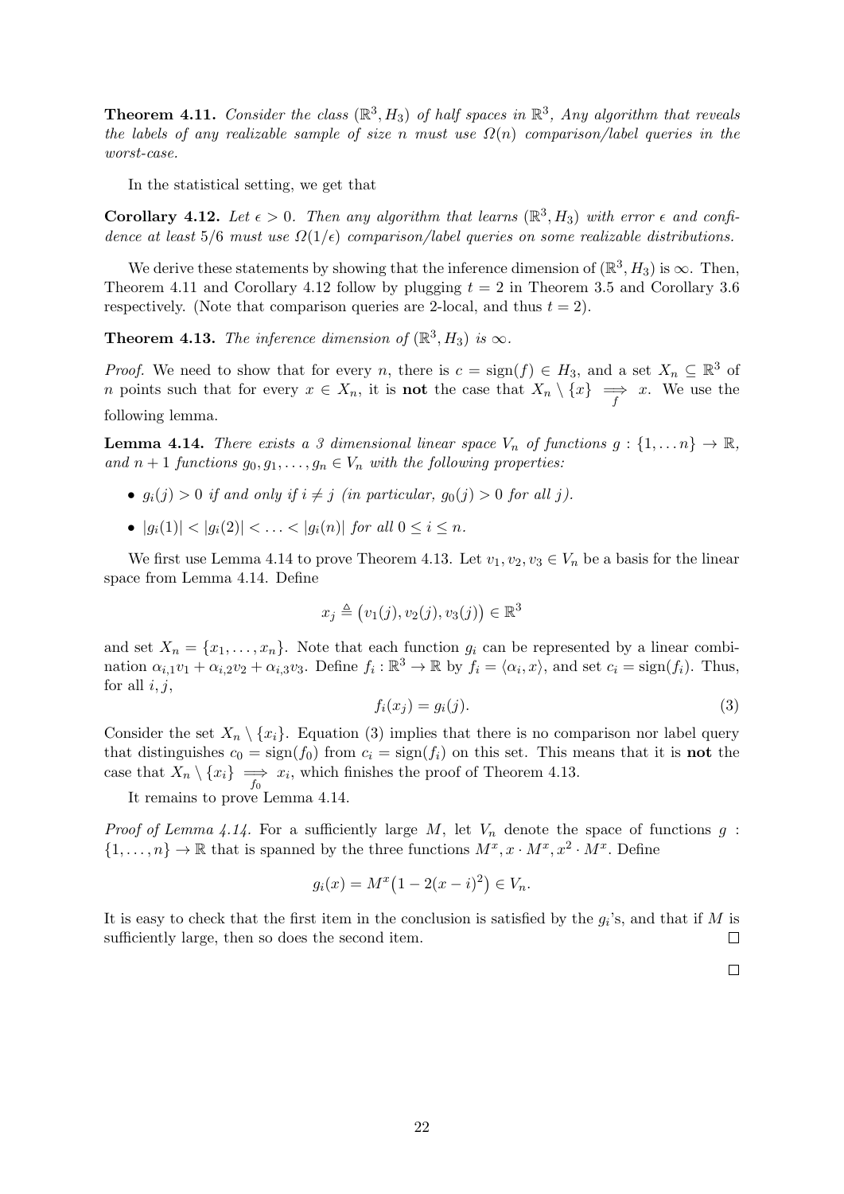**Theorem 4.11.** *Consider the class $(\mathbb{R}^3, H_3)$ of half spaces in $\mathbb{R}^3$, Any algorithm that reveals the labels of any realizable sample of size $n$ must use $\Omega(n)$ comparison/label queries in the worst-case.*

In the statistical setting, we get that

**Corollary 4.12.** *Let $\epsilon > 0$. Then any algorithm that learns $(\mathbb{R}^3, H_3)$ with error $\epsilon$ and confidence at least $5/6$ must use $\Omega(1/\epsilon)$ comparison/label queries on some realizable distributions.*

We derive these statements by showing that the inference dimension of $(\mathbb{R}^3, H_3)$ is $\infty$. Then, Theorem 4.11 and Corollary 4.12 follow by plugging $t = 2$ in Theorem 3.5 and Corollary 3.6 respectively. (Note that comparison queries are 2-local, and thus $t = 2$).

**Theorem 4.13.** *The inference dimension of $(\mathbb{R}^3, H_3)$ is $\infty$.*

*Proof.* We need to show that for every $n$, there is $c = \text{sign}(f) \in H_3$, and a set $X_n \subseteq \mathbb{R}^3$ of $n$ points such that for every $x \in X_n$, it is **not** the case that $X_n \setminus \{x\} \underset{f}{\Longrightarrow} x$. We use the following lemma.

**Lemma 4.14.** *There exists a 3 dimensional linear space $V_n$ of functions $g : \{1, \ldots n\} \to \mathbb{R}$, and $n+1$ functions $g_0, g_1, \ldots, g_n \in V_n$ with the following properties:*

- *$g_i(j) > 0$ if and only if $i \neq j$ (in particular, $g_0(j) > 0$ for all $j$).*
- *$|g_i(1)| < |g_i(2)| < \ldots < |g_i(n)|$ for all $0 \leq i \leq n$.*

We first use Lemma 4.14 to prove Theorem 4.13. Let $v_1, v_2, v_3 \in V_n$ be a basis for the linear space from Lemma 4.14. Define

$$x_j \triangleq \big(v_1(j), v_2(j), v_3(j)\big) \in \mathbb{R}^3$$

and set $X_n = \{x_1, \ldots, x_n\}$. Note that each function $g_i$ can be represented by a linear combination $\alpha_{i,1}v_1 + \alpha_{i,2}v_2 + \alpha_{i,3}v_3$. Define $f_i : \mathbb{R}^3 \to \mathbb{R}$ by $f_i = \langle \alpha_i, x \rangle$, and set $c_i = \text{sign}(f_i)$. Thus, for all $i, j$,

$$f_i(x_j) = g_i(j). \tag{3}$$

Consider the set $X_n \setminus \{x_i\}$. Equation (3) implies that there is no comparison nor label query that distinguishes $c_0 = \text{sign}(f_0)$ from $c_i = \text{sign}(f_i)$ on this set. This means that it is **not** the case that $X_n \setminus \{x_i\} \underset{f_0}{\Longrightarrow} x_i$, which finishes the proof of Theorem 4.13.

It remains to prove Lemma 4.14.

*Proof of Lemma 4.14.* For a sufficiently large $M$, let $V_n$ denote the space of functions $g : \{1, \ldots, n\} \to \mathbb{R}$ that is spanned by the three functions $M^x, x \cdot M^x, x^2 \cdot M^x$. Define

$$g_i(x) = M^x\big(1 - 2(x - i)^2\big) \in V_n.$$

It is easy to check that the first item in the conclusion is satisfied by the $g_i$'s, and that if $M$ is sufficiently large, then so does the second item. $\square$

$\square$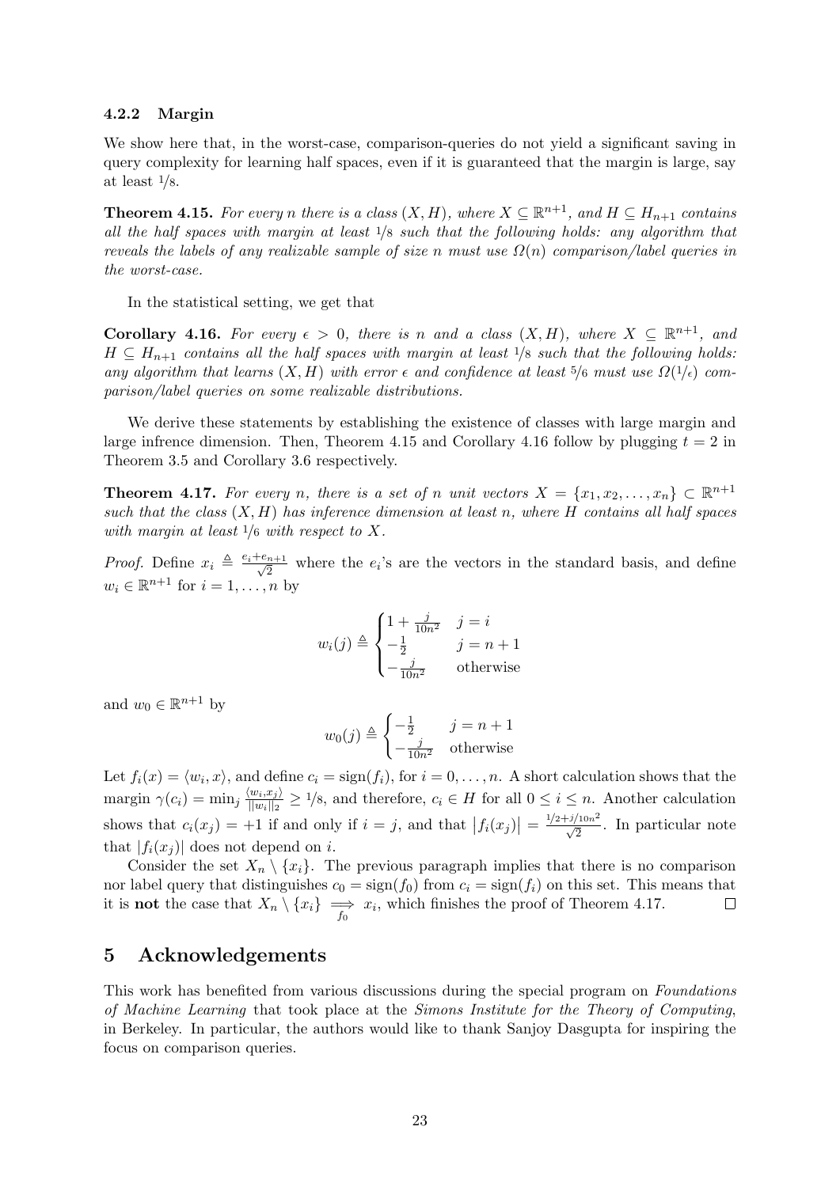### 4.2.2 Margin

We show here that, in the worst-case, comparison-queries do not yield a significant saving in query complexity for learning half spaces, even if it is guaranteed that the margin is large, say at least $1/8$.

**Theorem 4.15.** *For every $n$ there is a class $(X, H)$, where $X \subseteq \mathbb{R}^{n+1}$, and $H \subseteq H_{n+1}$ contains all the half spaces with margin at least $1/8$ such that the following holds: any algorithm that reveals the labels of any realizable sample of size $n$ must use $\Omega(n)$ comparison/label queries in the worst-case.*

In the statistical setting, we get that

**Corollary 4.16.** *For every $\epsilon > 0$, there is $n$ and a class $(X, H)$, where $X \subseteq \mathbb{R}^{n+1}$, and $H \subseteq H_{n+1}$ contains all the half spaces with margin at least $1/8$ such that the following holds: any algorithm that learns $(X, H)$ with error $\epsilon$ and confidence at least $5/6$ must use $\Omega(1/\epsilon)$ comparison/label queries on some realizable distributions.*

We derive these statements by establishing the existence of classes with large margin and large infrence dimension. Then, Theorem 4.15 and Corollary 4.16 follow by plugging $t = 2$ in Theorem 3.5 and Corollary 3.6 respectively.

**Theorem 4.17.** *For every $n$, there is a set of $n$ unit vectors $X = \{x_1, x_2, \ldots, x_n\} \subset \mathbb{R}^{n+1}$ such that the class $(X, H)$ has inference dimension at least $n$, where $H$ contains all half spaces with margin at least $1/6$ with respect to $X$.*

*Proof.* Define $x_i \triangleq \frac{e_i + e_{n+1}}{\sqrt{2}}$ where the $e_i$'s are the vectors in the standard basis, and define $w_i \in \mathbb{R}^{n+1}$ for $i = 1, \ldots, n$ by

$$w_i(j) \triangleq \begin{cases} 1 + \frac{j}{10n^2} & j = i \\ -\frac{1}{2} & j = n+1 \\ -\frac{j}{10n^2} & \text{otherwise} \end{cases}$$

and $w_0 \in \mathbb{R}^{n+1}$ by

$$w_0(j) \triangleq \begin{cases} -\frac{1}{2} & j = n+1 \\ -\frac{j}{10n^2} & \text{otherwise} \end{cases}$$

Let $f_i(x) = \langle w_i, x \rangle$, and define $c_i = \text{sign}(f_i)$, for $i = 0, \ldots, n$. A short calculation shows that the margin $\gamma(c_i) = \min_j \frac{\langle w_i, x_j \rangle}{\|w_i\|_2} \geq 1/8$, and therefore, $c_i \in H$ for all $0 \leq i \leq n$. Another calculation shows that $c_i(x_j) = +1$ if and only if $i = j$, and that $|f_i(x_j)| = \frac{1/2 + j/10n^2}{\sqrt{2}}$. In particular note that $|f_i(x_j)|$ does not depend on $i$.

Consider the set $X_n \setminus \{x_i\}$. The previous paragraph implies that there is no comparison nor label query that distinguishes $c_0 = \text{sign}(f_0)$ from $c_i = \text{sign}(f_i)$ on this set. This means that it is **not** the case that $X_n \setminus \{x_i\} \underset{f_0}{\Longrightarrow} x_i$, which finishes the proof of Theorem 4.17. $\square$

# 5 Acknowledgements

This work has benefited from various discussions during the special program on *Foundations of Machine Learning* that took place at the *Simons Institute for the Theory of Computing*, in Berkeley. In particular, the authors would like to thank Sanjoy Dasgupta for inspiring the focus on comparison queries.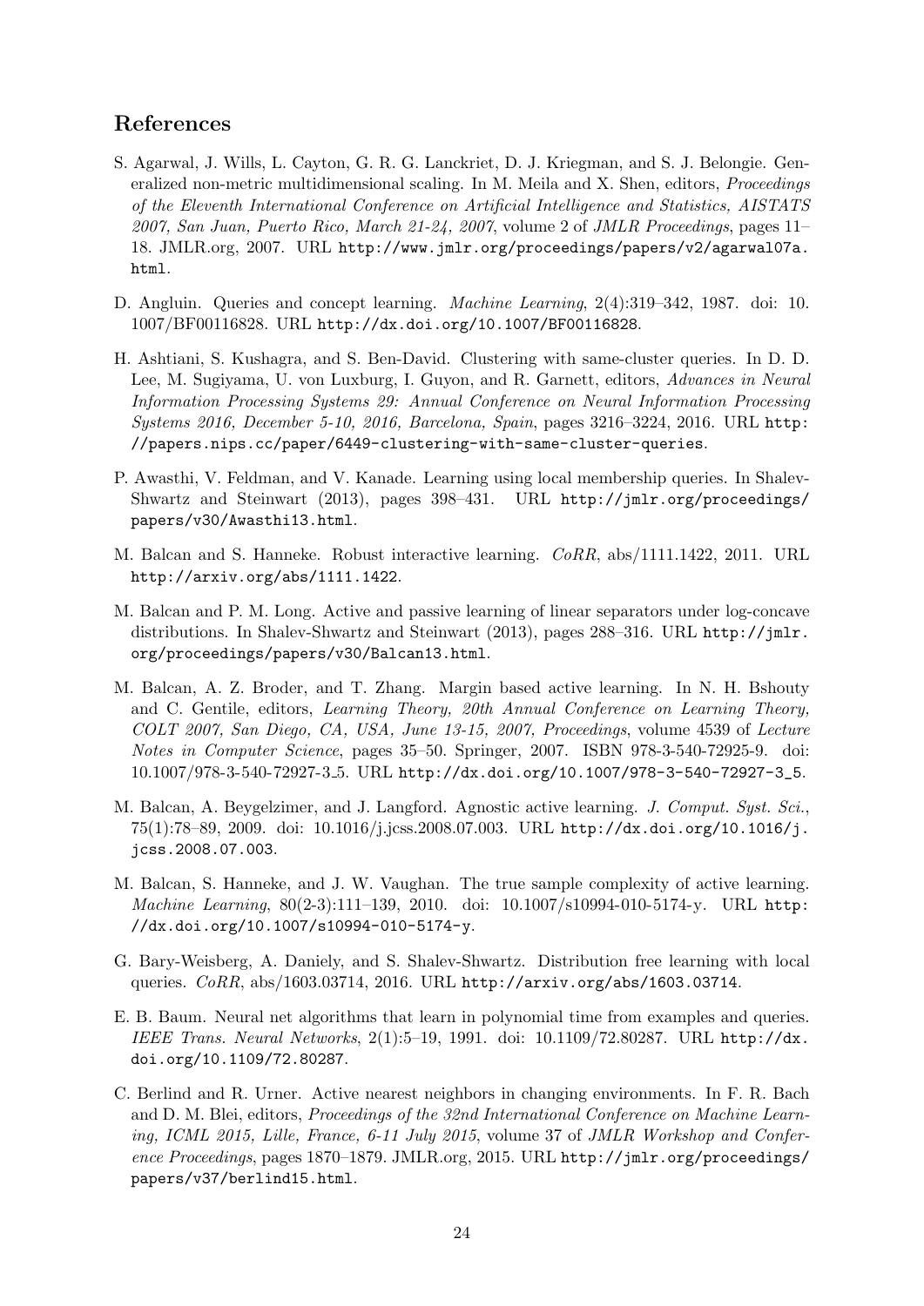## References

S. Agarwal, J. Wills, L. Cayton, G. R. G. Lanckriet, D. J. Kriegman, and S. J. Belongie. Generalized non-metric multidimensional scaling. In M. Meila and X. Shen, editors, *Proceedings of the Eleventh International Conference on Artificial Intelligence and Statistics, AISTATS 2007, San Juan, Puerto Rico, March 21-24, 2007*, volume 2 of *JMLR Proceedings*, pages 11–18. JMLR.org, 2007. URL http://www.jmlr.org/proceedings/papers/v2/agarwal07a.html.

D. Angluin. Queries and concept learning. *Machine Learning*, 2(4):319–342, 1987. doi: 10.1007/BF00116828. URL http://dx.doi.org/10.1007/BF00116828.

H. Ashtiani, S. Kushagra, and S. Ben-David. Clustering with same-cluster queries. In D. D. Lee, M. Sugiyama, U. von Luxburg, I. Guyon, and R. Garnett, editors, *Advances in Neural Information Processing Systems 29: Annual Conference on Neural Information Processing Systems 2016, December 5-10, 2016, Barcelona, Spain*, pages 3216–3224, 2016. URL http://papers.nips.cc/paper/6449-clustering-with-same-cluster-queries.

P. Awasthi, V. Feldman, and V. Kanade. Learning using local membership queries. In Shalev-Shwartz and Steinwart (2013), pages 398–431. URL http://jmlr.org/proceedings/papers/v30/Awasthi13.html.

M. Balcan and S. Hanneke. Robust interactive learning. *CoRR*, abs/1111.1422, 2011. URL http://arxiv.org/abs/1111.1422.

M. Balcan and P. M. Long. Active and passive learning of linear separators under log-concave distributions. In Shalev-Shwartz and Steinwart (2013), pages 288–316. URL http://jmlr.org/proceedings/papers/v30/Balcan13.html.

M. Balcan, A. Z. Broder, and T. Zhang. Margin based active learning. In N. H. Bshouty and C. Gentile, editors, *Learning Theory, 20th Annual Conference on Learning Theory, COLT 2007, San Diego, CA, USA, June 13-15, 2007, Proceedings*, volume 4539 of *Lecture Notes in Computer Science*, pages 35–50. Springer, 2007. ISBN 978-3-540-72925-9. doi: 10.1007/978-3-540-72927-3_5. URL http://dx.doi.org/10.1007/978-3-540-72927-3_5.

M. Balcan, A. Beygelzimer, and J. Langford. Agnostic active learning. *J. Comput. Syst. Sci.*, 75(1):78–89, 2009. doi: 10.1016/j.jcss.2008.07.003. URL http://dx.doi.org/10.1016/j.jcss.2008.07.003.

M. Balcan, S. Hanneke, and J. W. Vaughan. The true sample complexity of active learning. *Machine Learning*, 80(2-3):111–139, 2010. doi: 10.1007/s10994-010-5174-y. URL http://dx.doi.org/10.1007/s10994-010-5174-y.

G. Bary-Weisberg, A. Daniely, and S. Shalev-Shwartz. Distribution free learning with local queries. *CoRR*, abs/1603.03714, 2016. URL http://arxiv.org/abs/1603.03714.

E. B. Baum. Neural net algorithms that learn in polynomial time from examples and queries. *IEEE Trans. Neural Networks*, 2(1):5–19, 1991. doi: 10.1109/72.80287. URL http://dx.doi.org/10.1109/72.80287.

C. Berlind and R. Urner. Active nearest neighbors in changing environments. In F. R. Bach and D. M. Blei, editors, *Proceedings of the 32nd International Conference on Machine Learning, ICML 2015, Lille, France, 6-11 July 2015*, volume 37 of *JMLR Workshop and Conference Proceedings*, pages 1870–1879. JMLR.org, 2015. URL http://jmlr.org/proceedings/papers/v37/berlind15.html.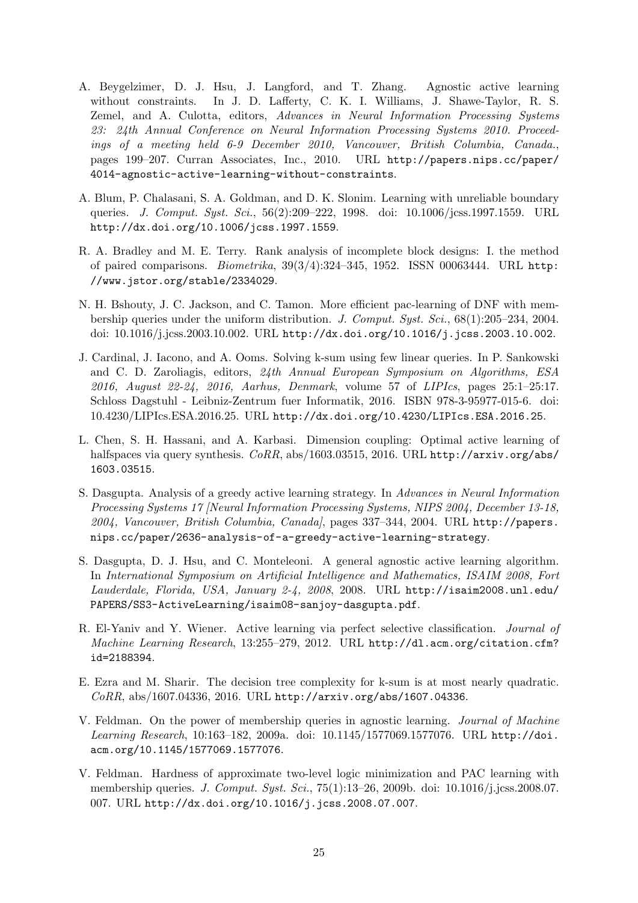A. Beygelzimer, D. J. Hsu, J. Langford, and T. Zhang. Agnostic active learning without constraints. In J. D. Lafferty, C. K. I. Williams, J. Shawe-Taylor, R. S. Zemel, and A. Culotta, editors, *Advances in Neural Information Processing Systems 23: 24th Annual Conference on Neural Information Processing Systems 2010. Proceedings of a meeting held 6-9 December 2010, Vancouver, British Columbia, Canada.*, pages 199–207. Curran Associates, Inc., 2010. URL http://papers.nips.cc/paper/4014-agnostic-active-learning-without-constraints.

A. Blum, P. Chalasani, S. A. Goldman, and D. K. Slonim. Learning with unreliable boundary queries. *J. Comput. Syst. Sci.*, 56(2):209–222, 1998. doi: 10.1006/jcss.1997.1559. URL http://dx.doi.org/10.1006/jcss.1997.1559.

R. A. Bradley and M. E. Terry. Rank analysis of incomplete block designs: I. the method of paired comparisons. *Biometrika*, 39(3/4):324–345, 1952. ISSN 00063444. URL http://www.jstor.org/stable/2334029.

N. H. Bshouty, J. C. Jackson, and C. Tamon. More efficient pac-learning of DNF with membership queries under the uniform distribution. *J. Comput. Syst. Sci.*, 68(1):205–234, 2004. doi: 10.1016/j.jcss.2003.10.002. URL http://dx.doi.org/10.1016/j.jcss.2003.10.002.

J. Cardinal, J. Iacono, and A. Ooms. Solving k-sum using few linear queries. In P. Sankowski and C. D. Zaroliagis, editors, *24th Annual European Symposium on Algorithms, ESA 2016, August 22-24, 2016, Aarhus, Denmark*, volume 57 of *LIPIcs*, pages 25:1–25:17. Schloss Dagstuhl - Leibniz-Zentrum fuer Informatik, 2016. ISBN 978-3-95977-015-6. doi: 10.4230/LIPIcs.ESA.2016.25. URL http://dx.doi.org/10.4230/LIPIcs.ESA.2016.25.

L. Chen, S. H. Hassani, and A. Karbasi. Dimension coupling: Optimal active learning of halfspaces via query synthesis. *CoRR*, abs/1603.03515, 2016. URL http://arxiv.org/abs/1603.03515.

S. Dasgupta. Analysis of a greedy active learning strategy. In *Advances in Neural Information Processing Systems 17 [Neural Information Processing Systems, NIPS 2004, December 13-18, 2004, Vancouver, British Columbia, Canada]*, pages 337–344, 2004. URL http://papers.nips.cc/paper/2636-analysis-of-a-greedy-active-learning-strategy.

S. Dasgupta, D. J. Hsu, and C. Monteleoni. A general agnostic active learning algorithm. In *International Symposium on Artificial Intelligence and Mathematics, ISAIM 2008, Fort Lauderdale, Florida, USA, January 2-4, 2008*, 2008. URL http://isaim2008.unl.edu/PAPERS/SS3-ActiveLearning/isaim08-sanjoy-dasgupta.pdf.

R. El-Yaniv and Y. Wiener. Active learning via perfect selective classification. *Journal of Machine Learning Research*, 13:255–279, 2012. URL http://dl.acm.org/citation.cfm?id=2188394.

E. Ezra and M. Sharir. The decision tree complexity for k-sum is at most nearly quadratic. *CoRR*, abs/1607.04336, 2016. URL http://arxiv.org/abs/1607.04336.

V. Feldman. On the power of membership queries in agnostic learning. *Journal of Machine Learning Research*, 10:163–182, 2009a. doi: 10.1145/1577069.1577076. URL http://doi.acm.org/10.1145/1577069.1577076.

V. Feldman. Hardness of approximate two-level logic minimization and PAC learning with membership queries. *J. Comput. Syst. Sci.*, 75(1):13–26, 2009b. doi: 10.1016/j.jcss.2008.07.007. URL http://dx.doi.org/10.1016/j.jcss.2008.07.007.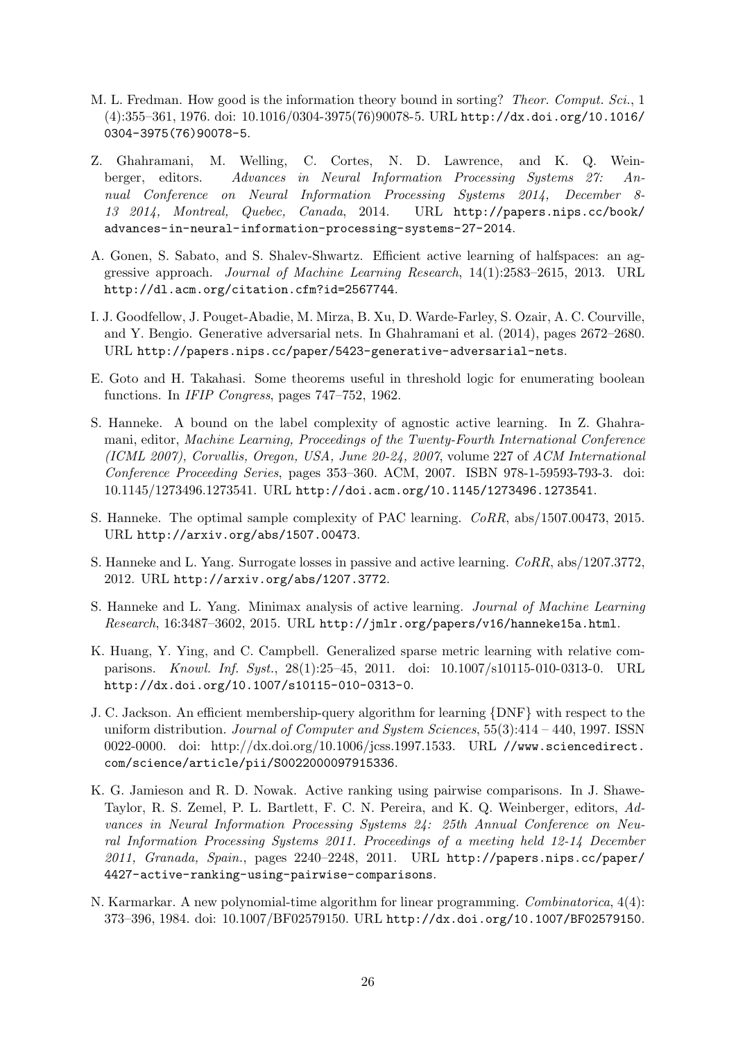M. L. Fredman. How good is the information theory bound in sorting? *Theor. Comput. Sci.*, 1 (4):355–361, 1976. doi: 10.1016/0304-3975(76)90078-5. URL http://dx.doi.org/10.1016/0304-3975(76)90078-5.

Z. Ghahramani, M. Welling, C. Cortes, N. D. Lawrence, and K. Q. Weinberger, editors. *Advances in Neural Information Processing Systems 27: Annual Conference on Neural Information Processing Systems 2014, December 8-13 2014, Montreal, Quebec, Canada*, 2014. URL http://papers.nips.cc/book/advances-in-neural-information-processing-systems-27-2014.

A. Gonen, S. Sabato, and S. Shalev-Shwartz. Efficient active learning of halfspaces: an aggressive approach. *Journal of Machine Learning Research*, 14(1):2583–2615, 2013. URL http://dl.acm.org/citation.cfm?id=2567744.

I. J. Goodfellow, J. Pouget-Abadie, M. Mirza, B. Xu, D. Warde-Farley, S. Ozair, A. C. Courville, and Y. Bengio. Generative adversarial nets. In Ghahramani et al. (2014), pages 2672–2680. URL http://papers.nips.cc/paper/5423-generative-adversarial-nets.

E. Goto and H. Takahasi. Some theorems useful in threshold logic for enumerating boolean functions. In *IFIP Congress*, pages 747–752, 1962.

S. Hanneke. A bound on the label complexity of agnostic active learning. In Z. Ghahramani, editor, *Machine Learning, Proceedings of the Twenty-Fourth International Conference (ICML 2007), Corvallis, Oregon, USA, June 20-24, 2007*, volume 227 of *ACM International Conference Proceeding Series*, pages 353–360. ACM, 2007. ISBN 978-1-59593-793-3. doi: 10.1145/1273496.1273541. URL http://doi.acm.org/10.1145/1273496.1273541.

S. Hanneke. The optimal sample complexity of PAC learning. *CoRR*, abs/1507.00473, 2015. URL http://arxiv.org/abs/1507.00473.

S. Hanneke and L. Yang. Surrogate losses in passive and active learning. *CoRR*, abs/1207.3772, 2012. URL http://arxiv.org/abs/1207.3772.

S. Hanneke and L. Yang. Minimax analysis of active learning. *Journal of Machine Learning Research*, 16:3487–3602, 2015. URL http://jmlr.org/papers/v16/hanneke15a.html.

K. Huang, Y. Ying, and C. Campbell. Generalized sparse metric learning with relative comparisons. *Knowl. Inf. Syst.*, 28(1):25–45, 2011. doi: 10.1007/s10115-010-0313-0. URL http://dx.doi.org/10.1007/s10115-010-0313-0.

J. C. Jackson. An efficient membership-query algorithm for learning {DNF} with respect to the uniform distribution. *Journal of Computer and System Sciences*, 55(3):414 – 440, 1997. ISSN 0022-0000. doi: http://dx.doi.org/10.1006/jcss.1997.1533. URL //www.sciencedirect.com/science/article/pii/S0022000097915336.

K. G. Jamieson and R. D. Nowak. Active ranking using pairwise comparisons. In J. Shawe-Taylor, R. S. Zemel, P. L. Bartlett, F. C. N. Pereira, and K. Q. Weinberger, editors, *Advances in Neural Information Processing Systems 24: 25th Annual Conference on Neural Information Processing Systems 2011. Proceedings of a meeting held 12-14 December 2011, Granada, Spain.*, pages 2240–2248, 2011. URL http://papers.nips.cc/paper/4427-active-ranking-using-pairwise-comparisons.

N. Karmarkar. A new polynomial-time algorithm for linear programming. *Combinatorica*, 4(4): 373–396, 1984. doi: 10.1007/BF02579150. URL http://dx.doi.org/10.1007/BF02579150.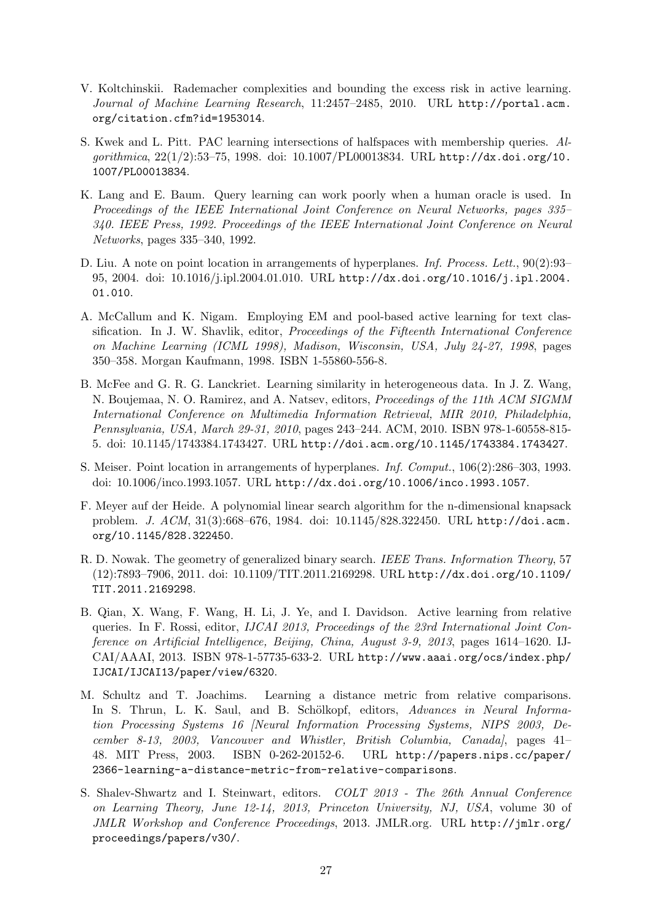V. Koltchinskii. Rademacher complexities and bounding the excess risk in active learning. *Journal of Machine Learning Research*, 11:2457–2485, 2010. URL `http://portal.acm.org/citation.cfm?id=1953014`.

S. Kwek and L. Pitt. PAC learning intersections of halfspaces with membership queries. *Algorithmica*, 22(1/2):53–75, 1998. doi: 10.1007/PL00013834. URL `http://dx.doi.org/10.1007/PL00013834`.

K. Lang and E. Baum. Query learning can work poorly when a human oracle is used. In *Proceedings of the IEEE International Joint Conference on Neural Networks, pages 335–340. IEEE Press, 1992. Proceedings of the IEEE International Joint Conference on Neural Networks*, pages 335–340, 1992.

D. Liu. A note on point location in arrangements of hyperplanes. *Inf. Process. Lett.*, 90(2):93–95, 2004. doi: 10.1016/j.ipl.2004.01.010. URL `http://dx.doi.org/10.1016/j.ipl.2004.01.010`.

A. McCallum and K. Nigam. Employing EM and pool-based active learning for text classification. In J. W. Shavlik, editor, *Proceedings of the Fifteenth International Conference on Machine Learning (ICML 1998), Madison, Wisconsin, USA, July 24-27, 1998*, pages 350–358. Morgan Kaufmann, 1998. ISBN 1-55860-556-8.

B. McFee and G. R. G. Lanckriet. Learning similarity in heterogeneous data. In J. Z. Wang, N. Boujemaa, N. O. Ramirez, and A. Natsev, editors, *Proceedings of the 11th ACM SIGMM International Conference on Multimedia Information Retrieval, MIR 2010, Philadelphia, Pennsylvania, USA, March 29-31, 2010*, pages 243–244. ACM, 2010. ISBN 978-1-60558-815-5. doi: 10.1145/1743384.1743427. URL `http://doi.acm.org/10.1145/1743384.1743427`.

S. Meiser. Point location in arrangements of hyperplanes. *Inf. Comput.*, 106(2):286–303, 1993. doi: 10.1006/inco.1993.1057. URL `http://dx.doi.org/10.1006/inco.1993.1057`.

F. Meyer auf der Heide. A polynomial linear search algorithm for the n-dimensional knapsack problem. *J. ACM*, 31(3):668–676, 1984. doi: 10.1145/828.322450. URL `http://doi.acm.org/10.1145/828.322450`.

R. D. Nowak. The geometry of generalized binary search. *IEEE Trans. Information Theory*, 57 (12):7893–7906, 2011. doi: 10.1109/TIT.2011.2169298. URL `http://dx.doi.org/10.1109/TIT.2011.2169298`.

B. Qian, X. Wang, F. Wang, H. Li, J. Ye, and I. Davidson. Active learning from relative queries. In F. Rossi, editor, *IJCAI 2013, Proceedings of the 23rd International Joint Conference on Artificial Intelligence, Beijing, China, August 3-9, 2013*, pages 1614–1620. IJCAI/AAAI, 2013. ISBN 978-1-57735-633-2. URL `http://www.aaai.org/ocs/index.php/IJCAI/IJCAI13/paper/view/6320`.

M. Schultz and T. Joachims. Learning a distance metric from relative comparisons. In S. Thrun, L. K. Saul, and B. Schölkopf, editors, *Advances in Neural Information Processing Systems 16 [Neural Information Processing Systems, NIPS 2003, December 8-13, 2003, Vancouver and Whistler, British Columbia, Canada]*, pages 41–48. MIT Press, 2003. ISBN 0-262-20152-6. URL `http://papers.nips.cc/paper/2366-learning-a-distance-metric-from-relative-comparisons`.

S. Shalev-Shwartz and I. Steinwart, editors. *COLT 2013 - The 26th Annual Conference on Learning Theory, June 12-14, 2013, Princeton University, NJ, USA*, volume 30 of *JMLR Workshop and Conference Proceedings*, 2013. JMLR.org. URL `http://jmlr.org/proceedings/papers/v30/`.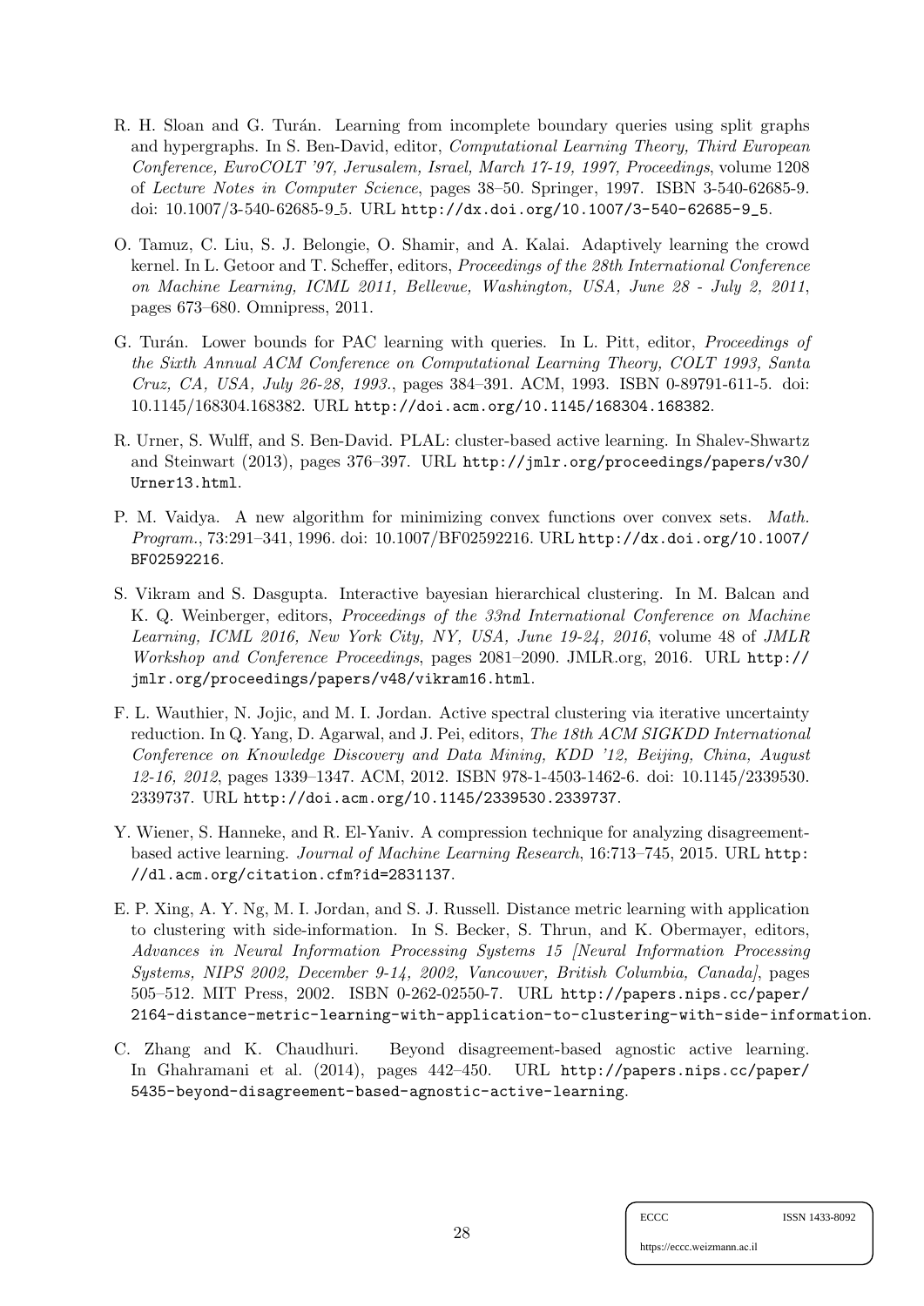R. H. Sloan and G. Turán. Learning from incomplete boundary queries using split graphs and hypergraphs. In S. Ben-David, editor, *Computational Learning Theory, Third European Conference, EuroCOLT '97, Jerusalem, Israel, March 17-19, 1997, Proceedings*, volume 1208 of *Lecture Notes in Computer Science*, pages 38–50. Springer, 1997. ISBN 3-540-62685-9. doi: 10.1007/3-540-62685-9_5. URL http://dx.doi.org/10.1007/3-540-62685-9_5.

O. Tamuz, C. Liu, S. J. Belongie, O. Shamir, and A. Kalai. Adaptively learning the crowd kernel. In L. Getoor and T. Scheffer, editors, *Proceedings of the 28th International Conference on Machine Learning, ICML 2011, Bellevue, Washington, USA, June 28 - July 2, 2011*, pages 673–680. Omnipress, 2011.

G. Turán. Lower bounds for PAC learning with queries. In L. Pitt, editor, *Proceedings of the Sixth Annual ACM Conference on Computational Learning Theory, COLT 1993, Santa Cruz, CA, USA, July 26-28, 1993.*, pages 384–391. ACM, 1993. ISBN 0-89791-611-5. doi: 10.1145/168304.168382. URL http://doi.acm.org/10.1145/168304.168382.

R. Urner, S. Wulff, and S. Ben-David. PLAL: cluster-based active learning. In Shalev-Shwartz and Steinwart (2013), pages 376–397. URL http://jmlr.org/proceedings/papers/v30/Urner13.html.

P. M. Vaidya. A new algorithm for minimizing convex functions over convex sets. *Math. Program.*, 73:291–341, 1996. doi: 10.1007/BF02592216. URL http://dx.doi.org/10.1007/BF02592216.

S. Vikram and S. Dasgupta. Interactive bayesian hierarchical clustering. In M. Balcan and K. Q. Weinberger, editors, *Proceedings of the 33nd International Conference on Machine Learning, ICML 2016, New York City, NY, USA, June 19-24, 2016*, volume 48 of *JMLR Workshop and Conference Proceedings*, pages 2081–2090. JMLR.org, 2016. URL http://jmlr.org/proceedings/papers/v48/vikram16.html.

F. L. Wauthier, N. Jojic, and M. I. Jordan. Active spectral clustering via iterative uncertainty reduction. In Q. Yang, D. Agarwal, and J. Pei, editors, *The 18th ACM SIGKDD International Conference on Knowledge Discovery and Data Mining, KDD '12, Beijing, China, August 12-16, 2012*, pages 1339–1347. ACM, 2012. ISBN 978-1-4503-1462-6. doi: 10.1145/2339530.2339737. URL http://doi.acm.org/10.1145/2339530.2339737.

Y. Wiener, S. Hanneke, and R. El-Yaniv. A compression technique for analyzing disagreement-based active learning. *Journal of Machine Learning Research*, 16:713–745, 2015. URL http://dl.acm.org/citation.cfm?id=2831137.

E. P. Xing, A. Y. Ng, M. I. Jordan, and S. J. Russell. Distance metric learning with application to clustering with side-information. In S. Becker, S. Thrun, and K. Obermayer, editors, *Advances in Neural Information Processing Systems 15 [Neural Information Processing Systems, NIPS 2002, December 9-14, 2002, Vancouver, British Columbia, Canada]*, pages 505–512. MIT Press, 2002. ISBN 0-262-02550-7. URL http://papers.nips.cc/paper/2164-distance-metric-learning-with-application-to-clustering-with-side-information.

C. Zhang and K. Chaudhuri. Beyond disagreement-based agnostic active learning. In Ghahramani et al. (2014), pages 442–450. URL http://papers.nips.cc/paper/5435-beyond-disagreement-based-agnostic-active-learning.

ECCC ISSN 1433-8092

https://eccc.weizmann.ac.il